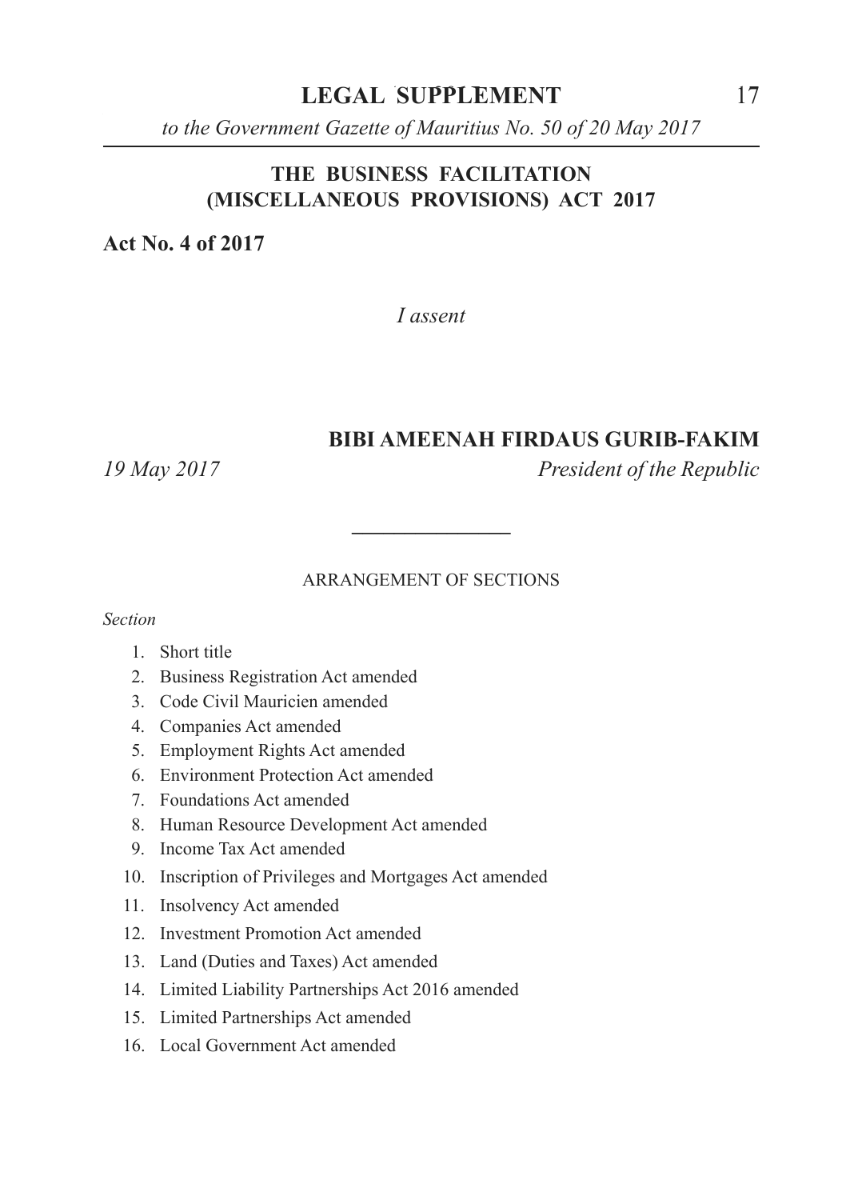# THE BUSINESS FACILITATION (MISCELLANEOUS PROVISIONS) ACT 2017

**Act No. 4 of 2017**

*I assent*

**BIBI AMEENAH FIRDAUS GURIB-FAKIM**

*19 May 2017* *President of the Republic*

---

ARRANGEMENT OF SECTIONS

*Section*

1. Short title
2. Business Registration Act amended
3. Code Civil Mauricien amended
4. Companies Act amended
5. Employment Rights Act amended
6. Environment Protection Act amended
7. Foundations Act amended
8. Human Resource Development Act amended
9. Income Tax Act amended
10. Inscription of Privileges and Mortgages Act amended
11. Insolvency Act amended
12. Investment Promotion Act amended
13. Land (Duties and Taxes) Act amended
14. Limited Liability Partnerships Act 2016 amended
15. Limited Partnerships Act amended
16. Local Government Act amended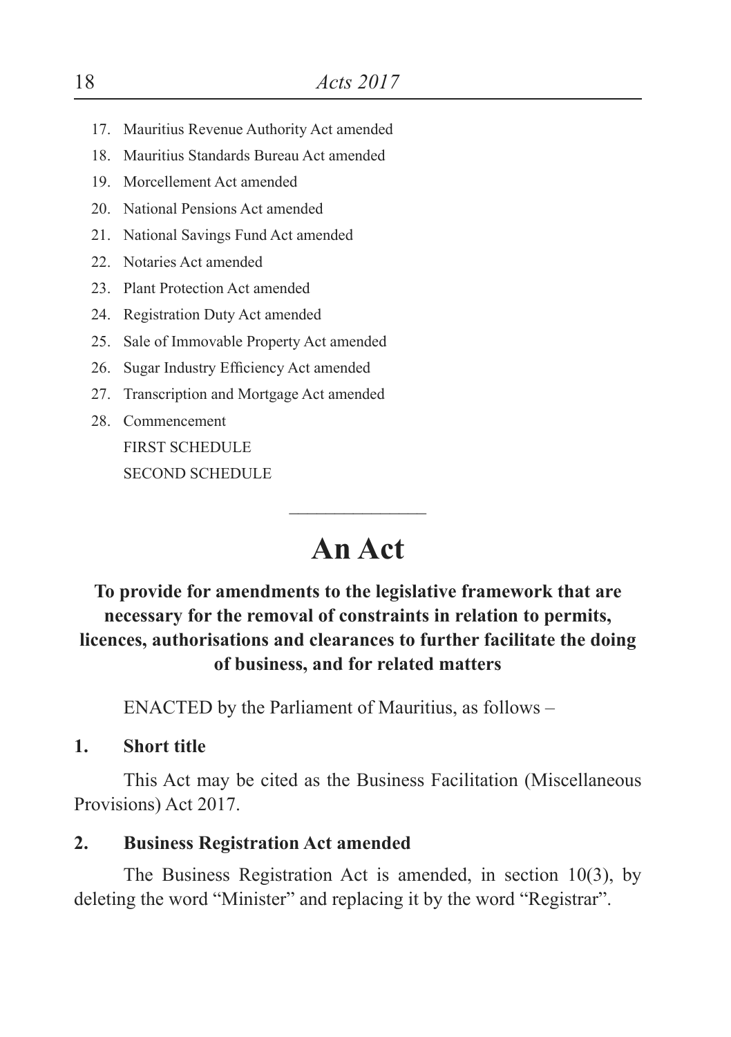17. Mauritius Revenue Authority Act amended
18. Mauritius Standards Bureau Act amended
19. Morcellement Act amended
20. National Pensions Act amended
21. National Savings Fund Act amended
22. Notaries Act amended
23. Plant Protection Act amended
24. Registration Duty Act amended
25. Sale of Immovable Property Act amended
26. Sugar Industry Efficiency Act amended
27. Transcription and Mortgage Act amended
28. Commencement

FIRST SCHEDULE

SECOND SCHEDULE

---

# An Act

**To provide for amendments to the legislative framework that are necessary for the removal of constraints in relation to permits, licences, authorisations and clearances to further facilitate the doing of business, and for related matters**

ENACTED by the Parliament of Mauritius, as follows –

**1. Short title**

This Act may be cited as the Business Facilitation (Miscellaneous Provisions) Act 2017.

**2. Business Registration Act amended**

The Business Registration Act is amended, in section 10(3), by deleting the word "Minister" and replacing it by the word "Registrar".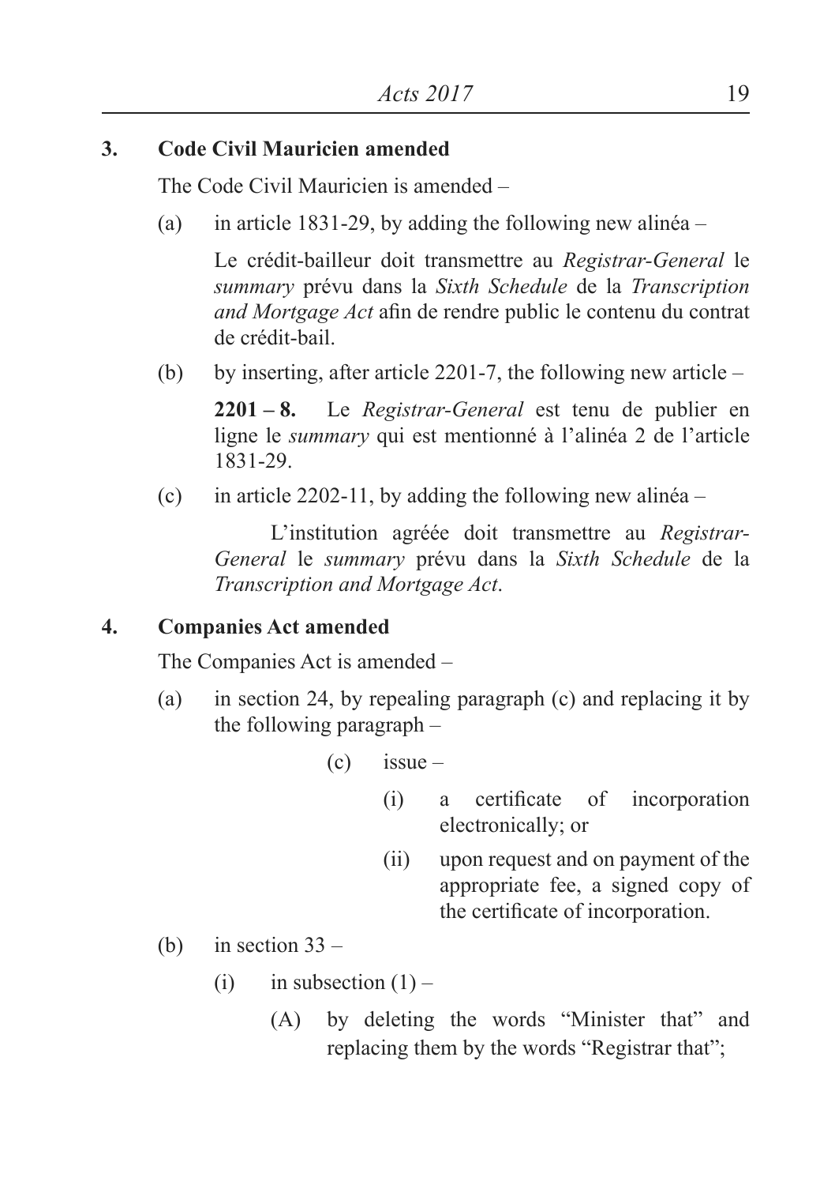**3. Code Civil Mauricien amended**

The Code Civil Mauricien is amended –

(a) in article 1831-29, by adding the following new alinéa –

Le crédit-bailleur doit transmettre au *Registrar-General* le *summary* prévu dans la *Sixth Schedule* de la *Transcription and Mortgage Act* afin de rendre public le contenu du contrat de crédit-bail.

(b) by inserting, after article 2201-7, the following new article –

**2201 – 8.** Le *Registrar-General* est tenu de publier en ligne le *summary* qui est mentionné à l'alinéa 2 de l'article 1831-29.

(c) in article 2202-11, by adding the following new alinéa –

L'institution agréée doit transmettre au *Registrar-General* le *summary* prévu dans la *Sixth Schedule* de la *Transcription and Mortgage Act*.

**4. Companies Act amended**

The Companies Act is amended –

(a) in section 24, by repealing paragraph (c) and replacing it by the following paragraph –

(c) issue –

(i) a certificate of incorporation electronically; or

(ii) upon request and on payment of the appropriate fee, a signed copy of the certificate of incorporation.

(b) in section 33 –

(i) in subsection (1) –

(A) by deleting the words "Minister that" and replacing them by the words "Registrar that";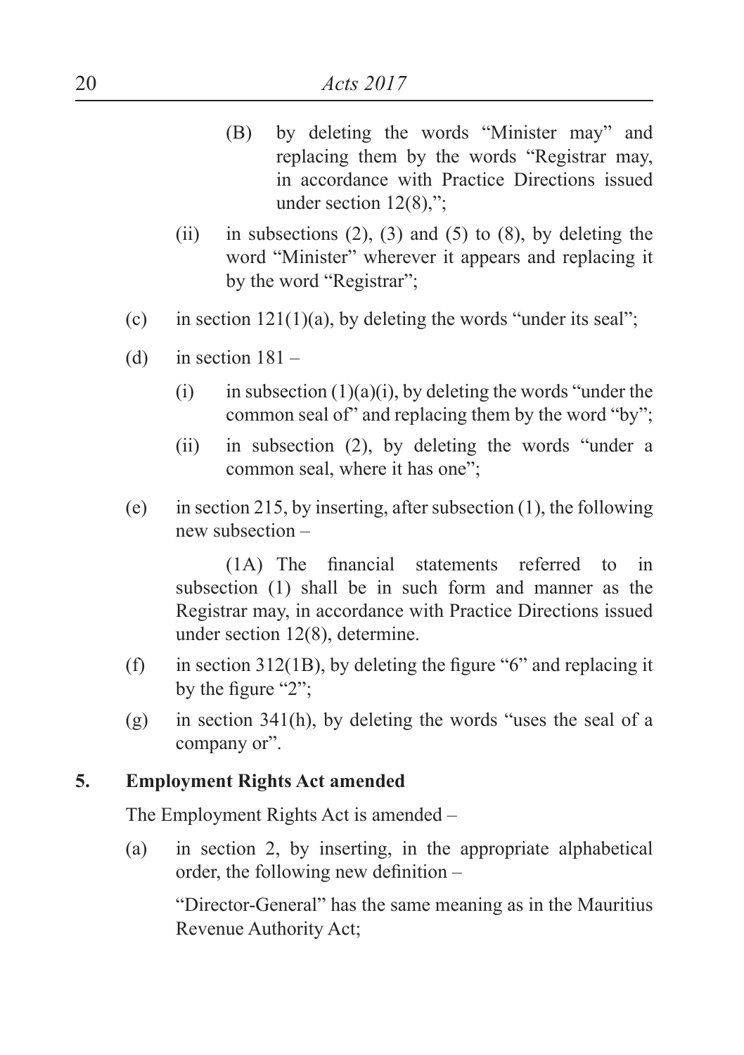(B) by deleting the words "Minister may" and replacing them by the words "Registrar may, in accordance with Practice Directions issued under section 12(8),";

(ii) in subsections (2), (3) and (5) to (8), by deleting the word "Minister" wherever it appears and replacing it by the word "Registrar";

(c) in section 121(1)(a), by deleting the words "under its seal";

(d) in section 181 –

(i) in subsection (1)(a)(i), by deleting the words "under the common seal of" and replacing them by the word "by";

(ii) in subsection (2), by deleting the words "under a common seal, where it has one";

(e) in section 215, by inserting, after subsection (1), the following new subsection –

(1A) The financial statements referred to in subsection (1) shall be in such form and manner as the Registrar may, in accordance with Practice Directions issued under section 12(8), determine.

(f) in section 312(1B), by deleting the figure "6" and replacing it by the figure "2";

(g) in section 341(h), by deleting the words "uses the seal of a company or".

## 5. Employment Rights Act amended

The Employment Rights Act is amended –

(a) in section 2, by inserting, in the appropriate alphabetical order, the following new definition –

"Director-General" has the same meaning as in the Mauritius Revenue Authority Act;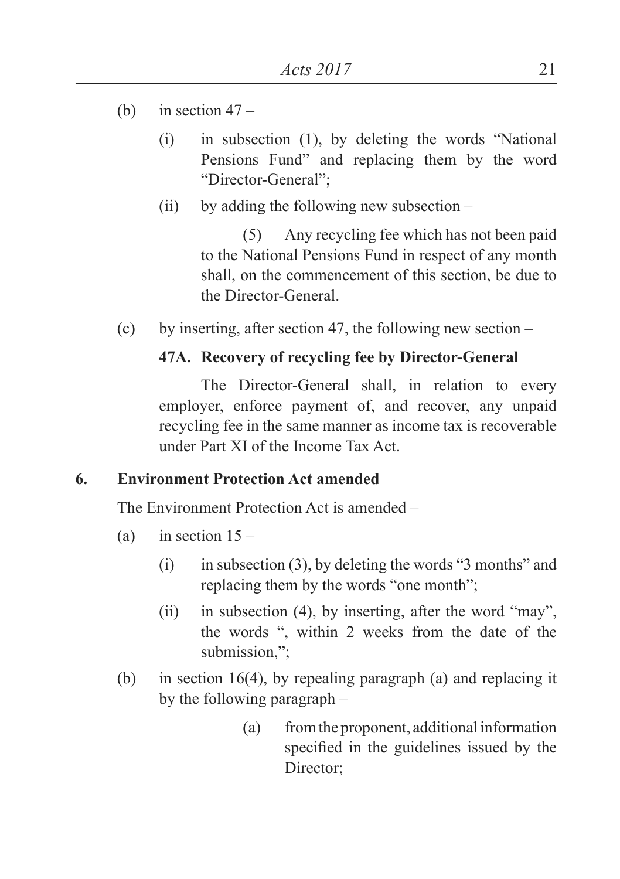(b) in section 47 –

  (i) in subsection (1), by deleting the words "National Pensions Fund" and replacing them by the word "Director-General";

  (ii) by adding the following new subsection –

    (5) Any recycling fee which has not been paid to the National Pensions Fund in respect of any month shall, on the commencement of this section, be due to the Director-General.

(c) by inserting, after section 47, the following new section –

**47A. Recovery of recycling fee by Director-General**

The Director-General shall, in relation to every employer, enforce payment of, and recover, any unpaid recycling fee in the same manner as income tax is recoverable under Part XI of the Income Tax Act.

**6. Environment Protection Act amended**

The Environment Protection Act is amended –

(a) in section 15 –

  (i) in subsection (3), by deleting the words "3 months" and replacing them by the words "one month";

  (ii) in subsection (4), by inserting, after the word "may", the words ", within 2 weeks from the date of the submission,";

(b) in section 16(4), by repealing paragraph (a) and replacing it by the following paragraph –

    (a) from the proponent, additional information specified in the guidelines issued by the Director;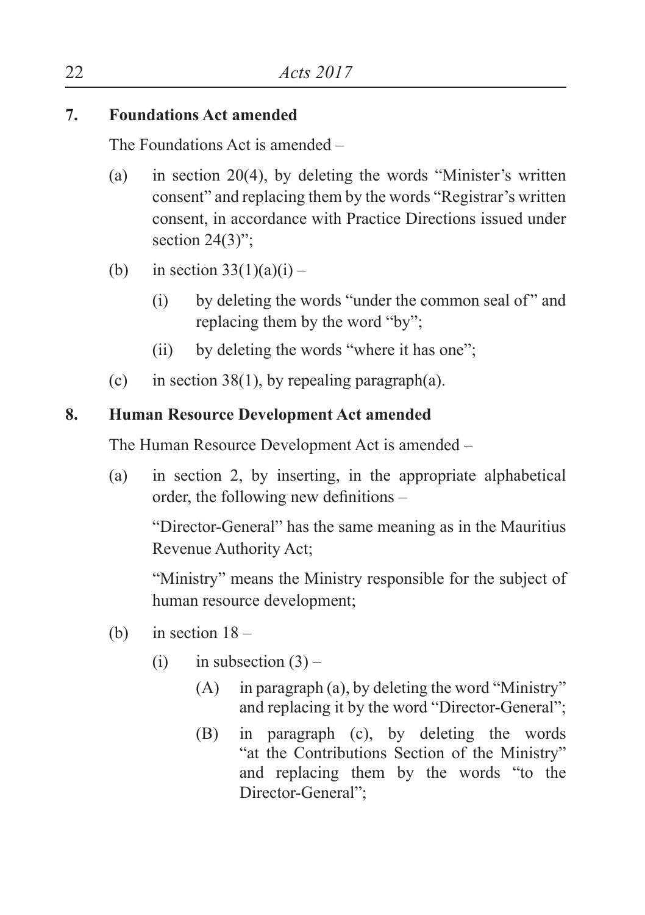**7. Foundations Act amended**

The Foundations Act is amended –

(a) in section 20(4), by deleting the words "Minister's written consent" and replacing them by the words "Registrar's written consent, in accordance with Practice Directions issued under section 24(3)";

(b) in section 33(1)(a)(i) –

  (i) by deleting the words "under the common seal of" and replacing them by the word "by";

  (ii) by deleting the words "where it has one";

(c) in section 38(1), by repealing paragraph(a).

**8. Human Resource Development Act amended**

The Human Resource Development Act is amended –

(a) in section 2, by inserting, in the appropriate alphabetical order, the following new definitions –

  "Director-General" has the same meaning as in the Mauritius Revenue Authority Act;

  "Ministry" means the Ministry responsible for the subject of human resource development;

(b) in section 18 –

  (i) in subsection (3) –

    (A) in paragraph (a), by deleting the word "Ministry" and replacing it by the word "Director-General";

    (B) in paragraph (c), by deleting the words "at the Contributions Section of the Ministry" and replacing them by the words "to the Director-General";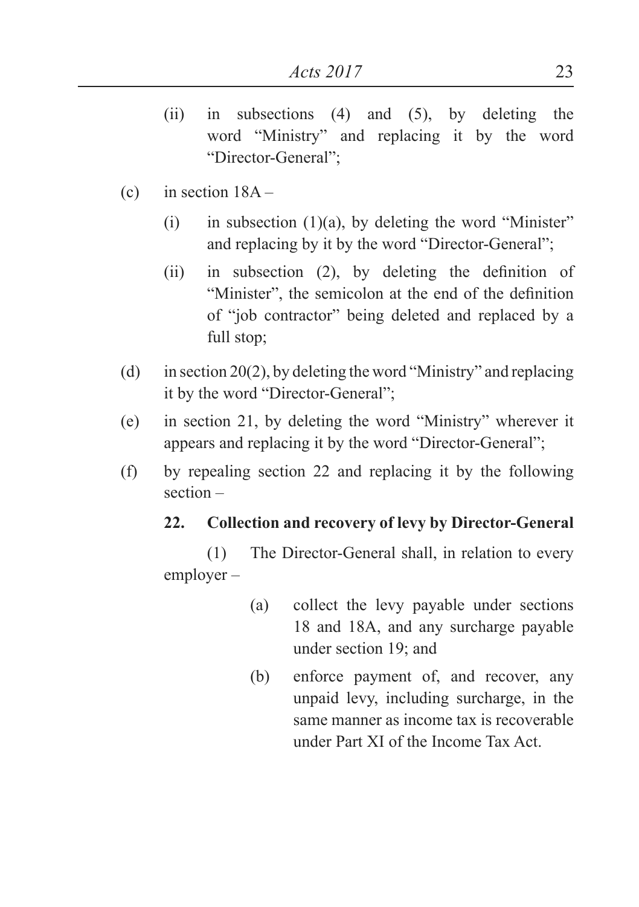(ii) in subsections (4) and (5), by deleting the word "Ministry" and replacing it by the word "Director-General";

(c) in section 18A –

(i) in subsection (1)(a), by deleting the word "Minister" and replacing by it by the word "Director-General";

(ii) in subsection (2), by deleting the definition of "Minister", the semicolon at the end of the definition of "job contractor" being deleted and replaced by a full stop;

(d) in section 20(2), by deleting the word "Ministry" and replacing it by the word "Director-General";

(e) in section 21, by deleting the word "Ministry" wherever it appears and replacing it by the word "Director-General";

(f) by repealing section 22 and replacing it by the following section –

**22. Collection and recovery of levy by Director-General**

(1) The Director-General shall, in relation to every employer –

(a) collect the levy payable under sections 18 and 18A, and any surcharge payable under section 19; and

(b) enforce payment of, and recover, any unpaid levy, including surcharge, in the same manner as income tax is recoverable under Part XI of the Income Tax Act.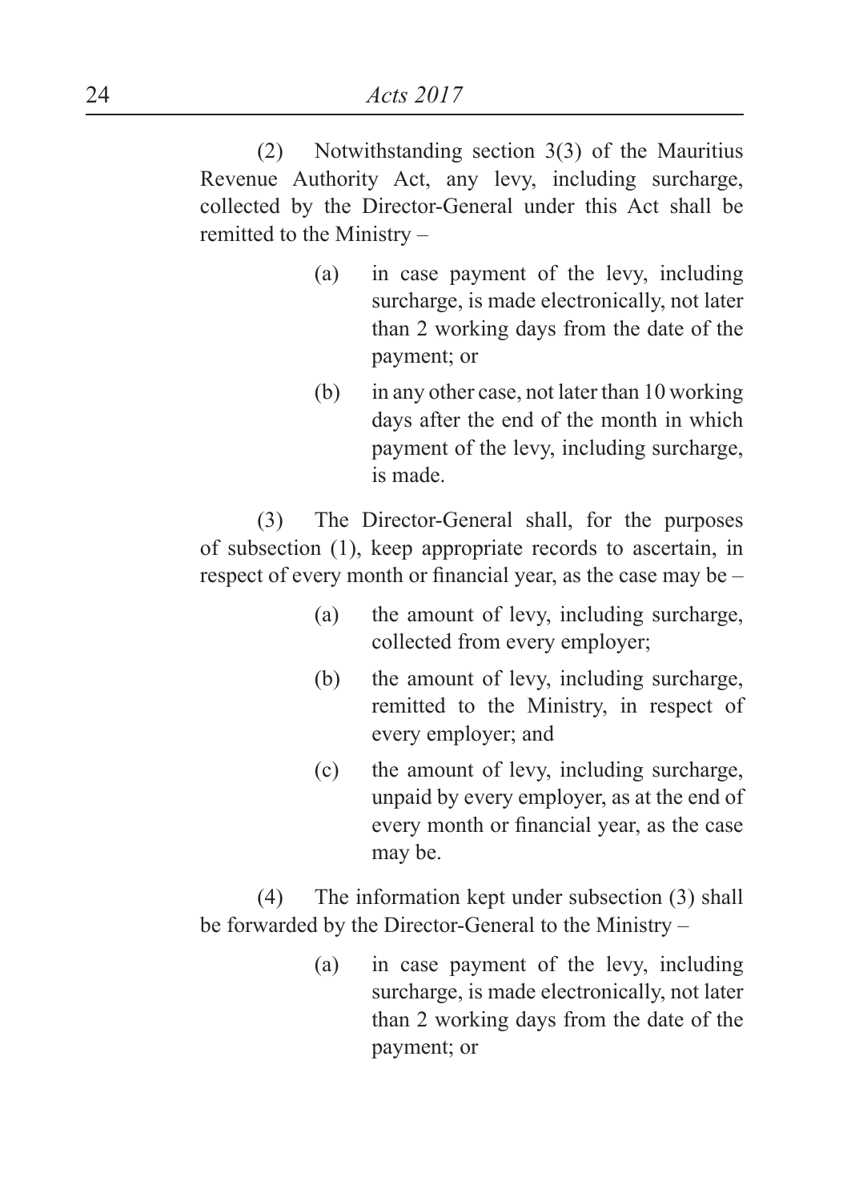(2) Notwithstanding section 3(3) of the Mauritius Revenue Authority Act, any levy, including surcharge, collected by the Director-General under this Act shall be remitted to the Ministry –

(a) in case payment of the levy, including surcharge, is made electronically, not later than 2 working days from the date of the payment; or

(b) in any other case, not later than 10 working days after the end of the month in which payment of the levy, including surcharge, is made.

(3) The Director-General shall, for the purposes of subsection (1), keep appropriate records to ascertain, in respect of every month or financial year, as the case may be –

(a) the amount of levy, including surcharge, collected from every employer;

(b) the amount of levy, including surcharge, remitted to the Ministry, in respect of every employer; and

(c) the amount of levy, including surcharge, unpaid by every employer, as at the end of every month or financial year, as the case may be.

(4) The information kept under subsection (3) shall be forwarded by the Director-General to the Ministry –

(a) in case payment of the levy, including surcharge, is made electronically, not later than 2 working days from the date of the payment; or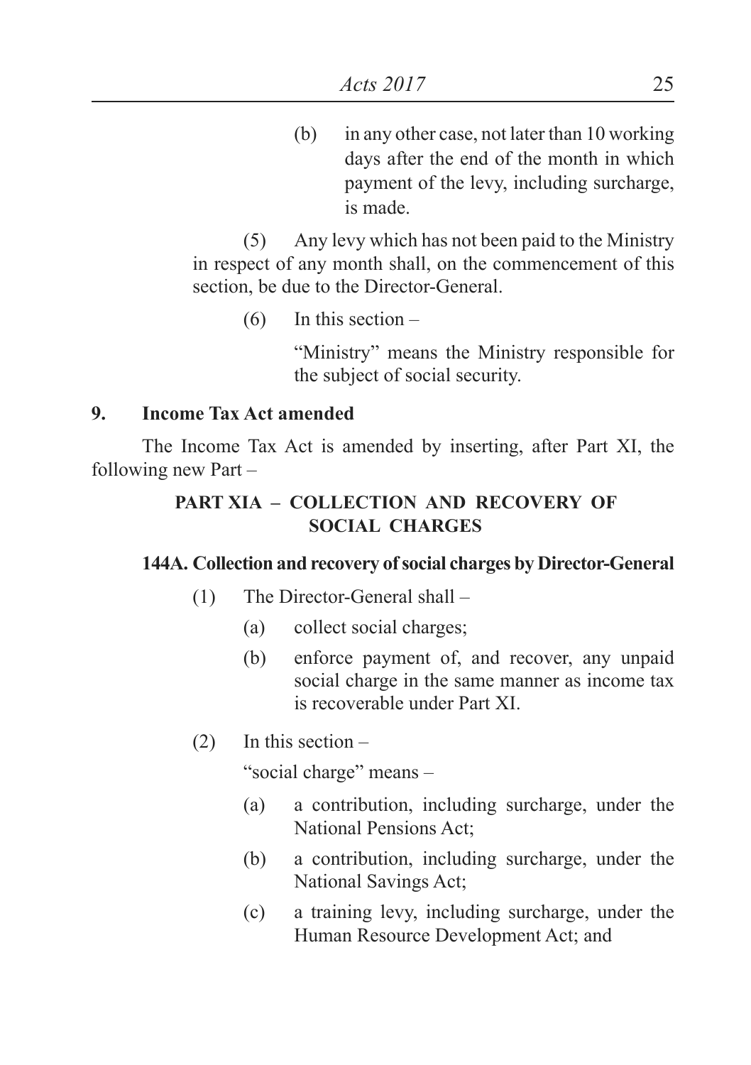(b) in any other case, not later than 10 working days after the end of the month in which payment of the levy, including surcharge, is made.

(5) Any levy which has not been paid to the Ministry in respect of any month shall, on the commencement of this section, be due to the Director-General.

(6) In this section –

"Ministry" means the Ministry responsible for the subject of social security.

**9. Income Tax Act amended**

The Income Tax Act is amended by inserting, after Part XI, the following new Part –

**PART XIA – COLLECTION AND RECOVERY OF SOCIAL CHARGES**

**144A. Collection and recovery of social charges by Director-General**

(1) The Director-General shall –

(a) collect social charges;

(b) enforce payment of, and recover, any unpaid social charge in the same manner as income tax is recoverable under Part XI.

(2) In this section –

"social charge" means –

(a) a contribution, including surcharge, under the National Pensions Act;

(b) a contribution, including surcharge, under the National Savings Act;

(c) a training levy, including surcharge, under the Human Resource Development Act; and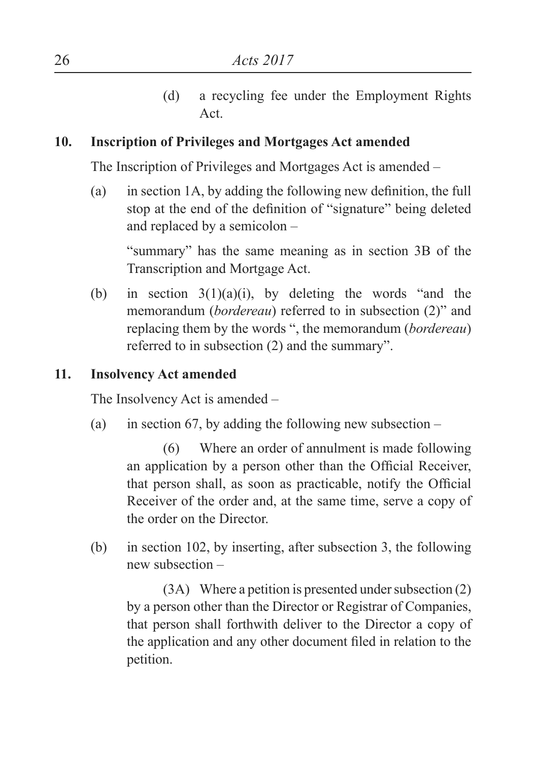(d) a recycling fee under the Employment Rights Act.

**10. Inscription of Privileges and Mortgages Act amended**

The Inscription of Privileges and Mortgages Act is amended –

(a) in section 1A, by adding the following new definition, the full stop at the end of the definition of "signature" being deleted and replaced by a semicolon –

"summary" has the same meaning as in section 3B of the Transcription and Mortgage Act.

(b) in section 3(1)(a)(i), by deleting the words "and the memorandum (*bordereau*) referred to in subsection (2)" and replacing them by the words ", the memorandum (*bordereau*) referred to in subsection (2) and the summary".

**11. Insolvency Act amended**

The Insolvency Act is amended –

(a) in section 67, by adding the following new subsection –

(6) Where an order of annulment is made following an application by a person other than the Official Receiver, that person shall, as soon as practicable, notify the Official Receiver of the order and, at the same time, serve a copy of the order on the Director.

(b) in section 102, by inserting, after subsection 3, the following new subsection –

(3A) Where a petition is presented under subsection (2) by a person other than the Director or Registrar of Companies, that person shall forthwith deliver to the Director a copy of the application and any other document filed in relation to the petition.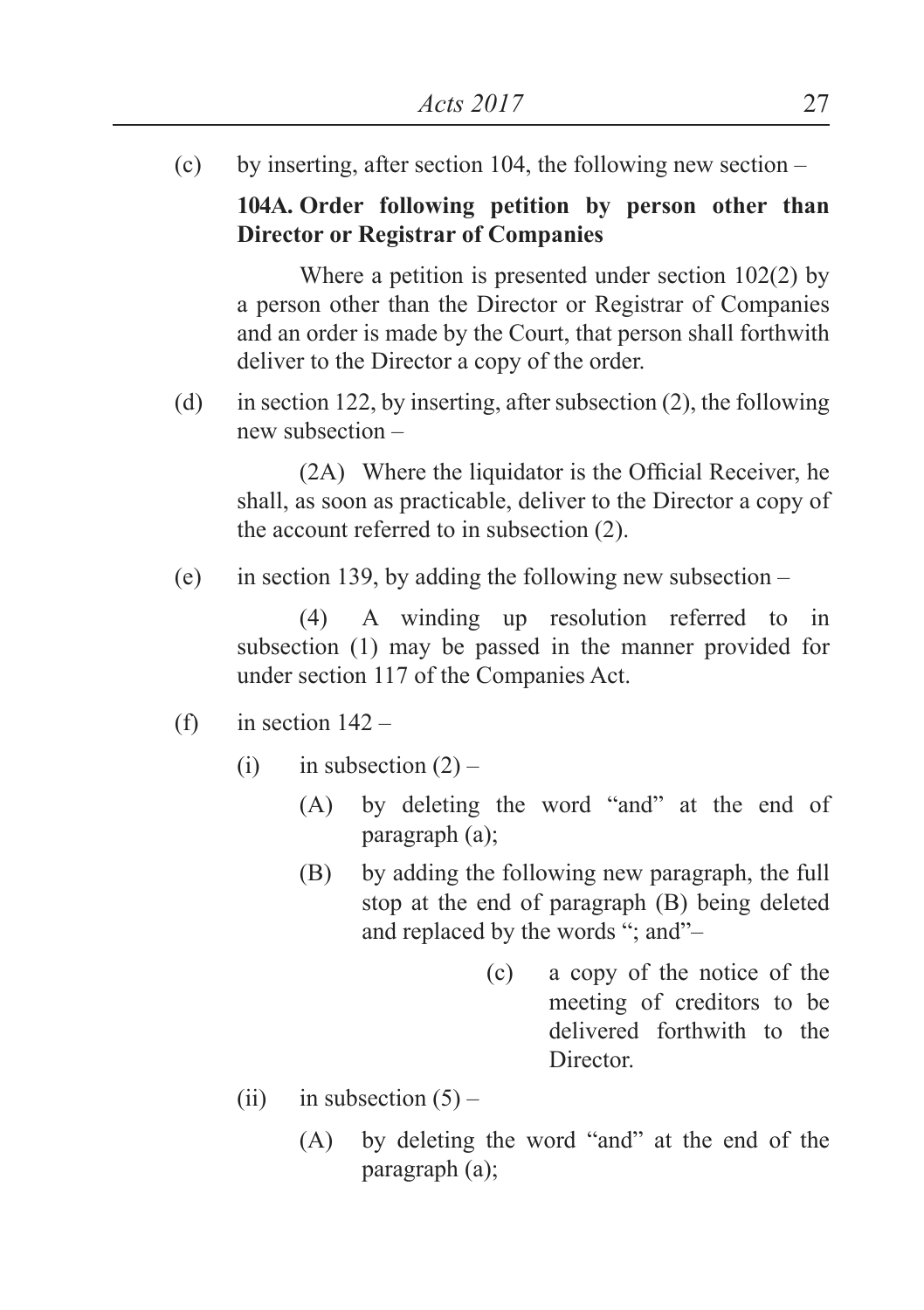(c) by inserting, after section 104, the following new section –

**104A. Order following petition by person other than Director or Registrar of Companies**

Where a petition is presented under section 102(2) by a person other than the Director or Registrar of Companies and an order is made by the Court, that person shall forthwith deliver to the Director a copy of the order.

(d) in section 122, by inserting, after subsection (2), the following new subsection –

(2A) Where the liquidator is the Official Receiver, he shall, as soon as practicable, deliver to the Director a copy of the account referred to in subsection (2).

(e) in section 139, by adding the following new subsection –

(4) A winding up resolution referred to in subsection (1) may be passed in the manner provided for under section 117 of the Companies Act.

(f) in section 142 –

- (i) in subsection (2) –
  - (A) by deleting the word "and" at the end of paragraph (a);
  - (B) by adding the following new paragraph, the full stop at the end of paragraph (B) being deleted and replaced by the words "; and"–
    - (c) a copy of the notice of the meeting of creditors to be delivered forthwith to the Director.
- (ii) in subsection (5) –
  - (A) by deleting the word "and" at the end of the paragraph (a);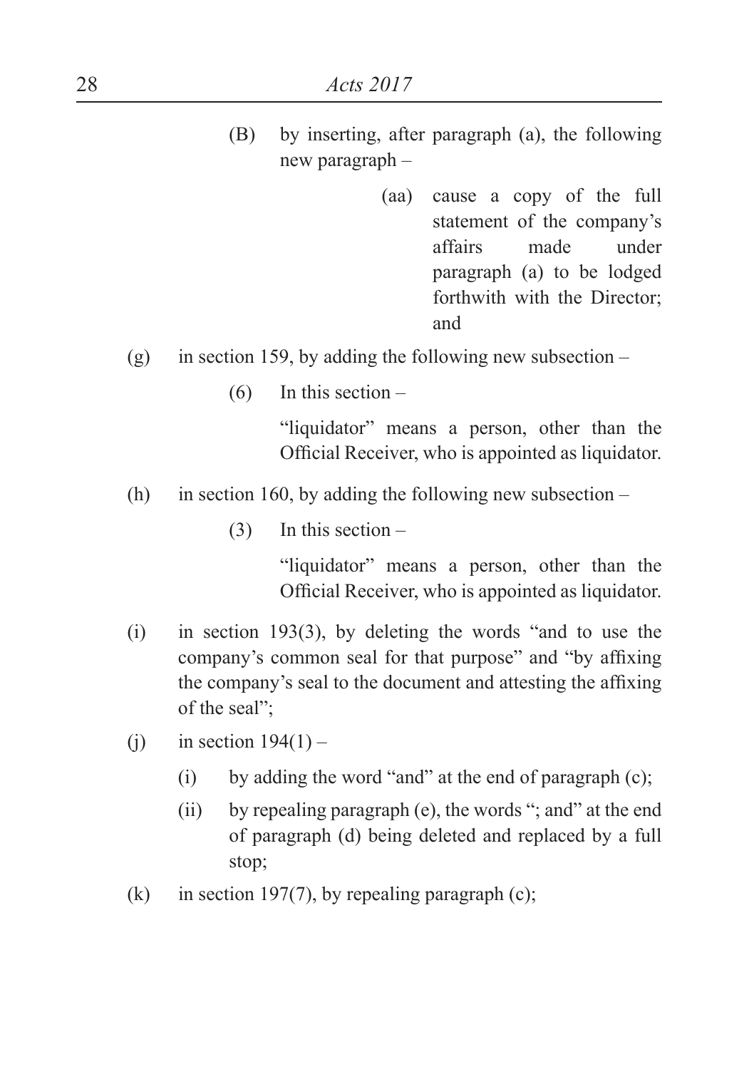(B) by inserting, after paragraph (a), the following new paragraph –

(aa) cause a copy of the full statement of the company's affairs made under paragraph (a) to be lodged forthwith with the Director; and

(g) in section 159, by adding the following new subsection –

(6) In this section –

"liquidator" means a person, other than the Official Receiver, who is appointed as liquidator.

(h) in section 160, by adding the following new subsection –

(3) In this section –

"liquidator" means a person, other than the Official Receiver, who is appointed as liquidator.

(i) in section 193(3), by deleting the words "and to use the company's common seal for that purpose" and "by affixing the company's seal to the document and attesting the affixing of the seal";

(j) in section 194(1) –

(i) by adding the word "and" at the end of paragraph (c);

(ii) by repealing paragraph (e), the words "; and" at the end of paragraph (d) being deleted and replaced by a full stop;

(k) in section 197(7), by repealing paragraph (c);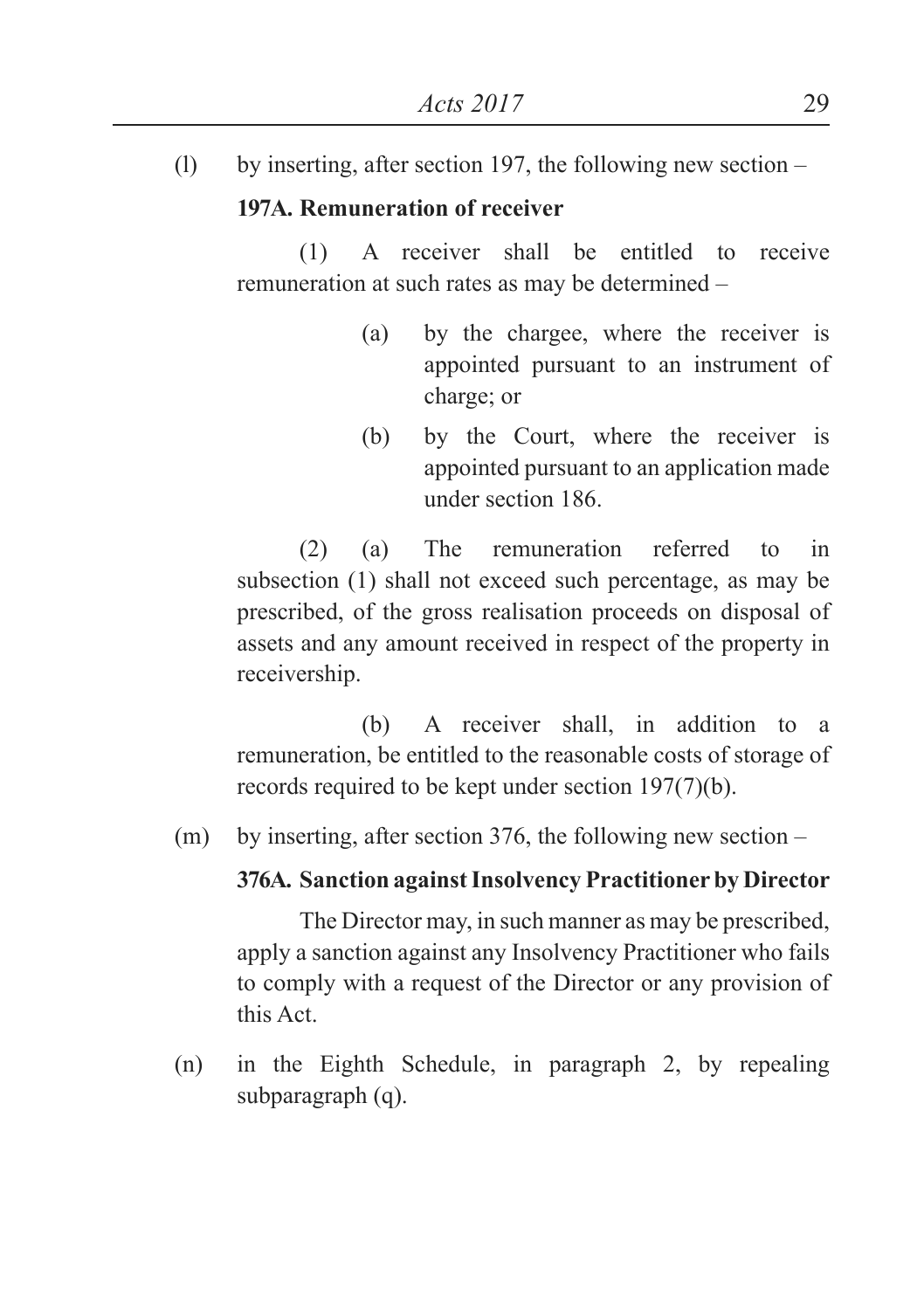(l) by inserting, after section 197, the following new section –

**197A. Remuneration of receiver**

(1) A receiver shall be entitled to receive remuneration at such rates as may be determined –

(a) by the chargee, where the receiver is appointed pursuant to an instrument of charge; or

(b) by the Court, where the receiver is appointed pursuant to an application made under section 186.

(2) (a) The remuneration referred to in subsection (1) shall not exceed such percentage, as may be prescribed, of the gross realisation proceeds on disposal of assets and any amount received in respect of the property in receivership.

(b) A receiver shall, in addition to a remuneration, be entitled to the reasonable costs of storage of records required to be kept under section 197(7)(b).

(m) by inserting, after section 376, the following new section –

**376A. Sanction against Insolvency Practitioner by Director**

The Director may, in such manner as may be prescribed, apply a sanction against any Insolvency Practitioner who fails to comply with a request of the Director or any provision of this Act.

(n) in the Eighth Schedule, in paragraph 2, by repealing subparagraph (q).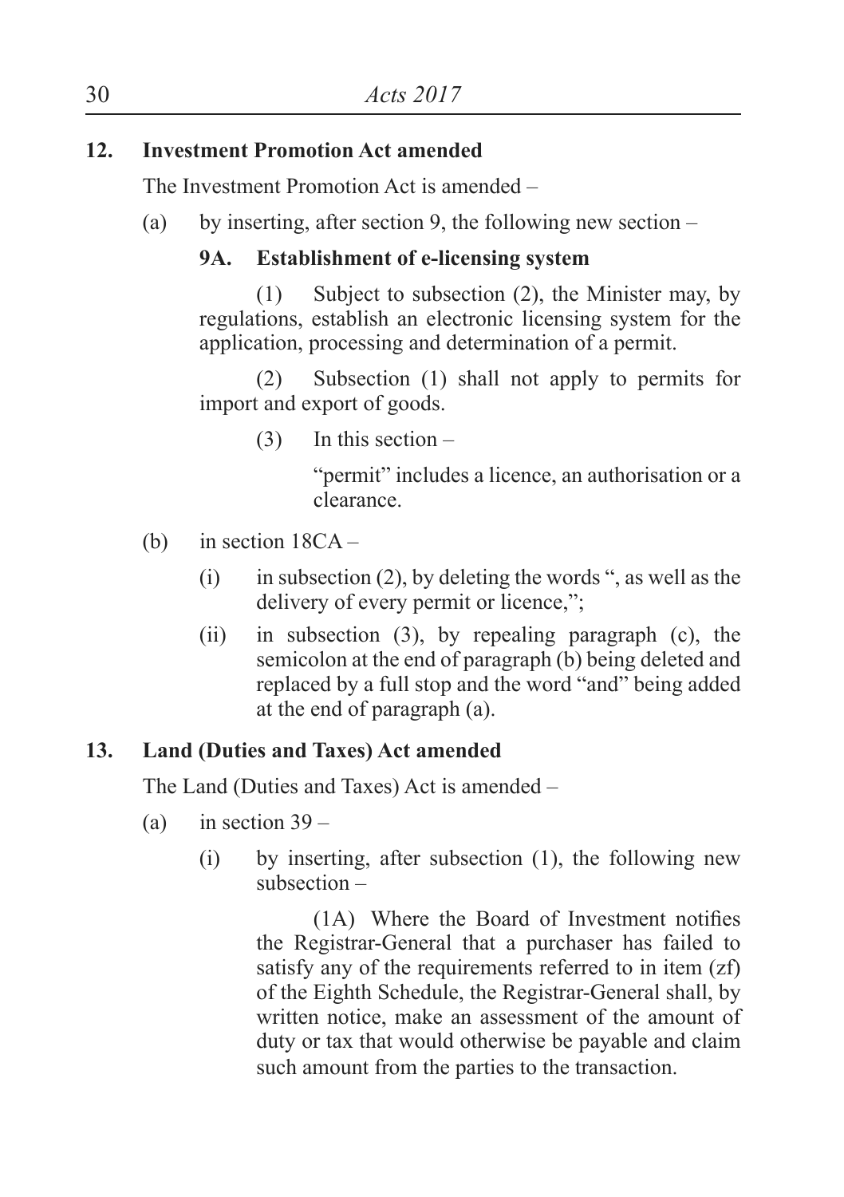## 12. Investment Promotion Act amended

The Investment Promotion Act is amended –

(a) by inserting, after section 9, the following new section –

**9A. Establishment of e-licensing system**

(1) Subject to subsection (2), the Minister may, by regulations, establish an electronic licensing system for the application, processing and determination of a permit.

(2) Subsection (1) shall not apply to permits for import and export of goods.

(3) In this section –

"permit" includes a licence, an authorisation or a clearance.

(b) in section 18CA –

(i) in subsection (2), by deleting the words ", as well as the delivery of every permit or licence,";

(ii) in subsection (3), by repealing paragraph (c), the semicolon at the end of paragraph (b) being deleted and replaced by a full stop and the word "and" being added at the end of paragraph (a).

## 13. Land (Duties and Taxes) Act amended

The Land (Duties and Taxes) Act is amended –

(a) in section 39 –

(i) by inserting, after subsection (1), the following new subsection –

(1A) Where the Board of Investment notifies the Registrar-General that a purchaser has failed to satisfy any of the requirements referred to in item (zf) of the Eighth Schedule, the Registrar-General shall, by written notice, make an assessment of the amount of duty or tax that would otherwise be payable and claim such amount from the parties to the transaction.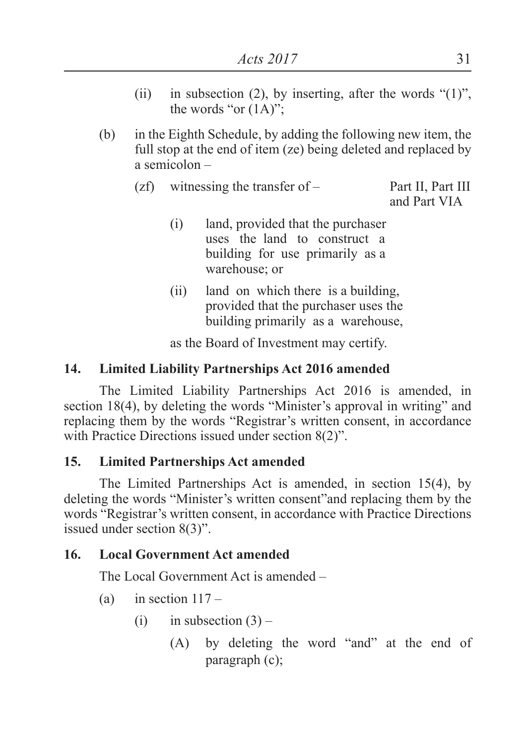(ii) in subsection (2), by inserting, after the words "(1)", the words "or (1A)";

(b) in the Eighth Schedule, by adding the following new item, the full stop at the end of item (ze) being deleted and replaced by a semicolon –

| | |
|---|---|
| (zf) witnessing the transfer of – | Part II, Part III and Part VIA |
| (i) land, provided that the purchaser uses the land to construct a building for use primarily as a warehouse; or | |
| (ii) land on which there is a building, provided that the purchaser uses the building primarily as a warehouse, | |
| as the Board of Investment may certify. | |

**14. Limited Liability Partnerships Act 2016 amended**

The Limited Liability Partnerships Act 2016 is amended, in section 18(4), by deleting the words "Minister's approval in writing" and replacing them by the words "Registrar's written consent, in accordance with Practice Directions issued under section 8(2)".

**15. Limited Partnerships Act amended**

The Limited Partnerships Act is amended, in section 15(4), by deleting the words "Minister's written consent"and replacing them by the words "Registrar's written consent, in accordance with Practice Directions issued under section 8(3)".

**16. Local Government Act amended**

The Local Government Act is amended –

(a) in section 117 –

(i) in subsection (3) –

(A) by deleting the word "and" at the end of paragraph (c);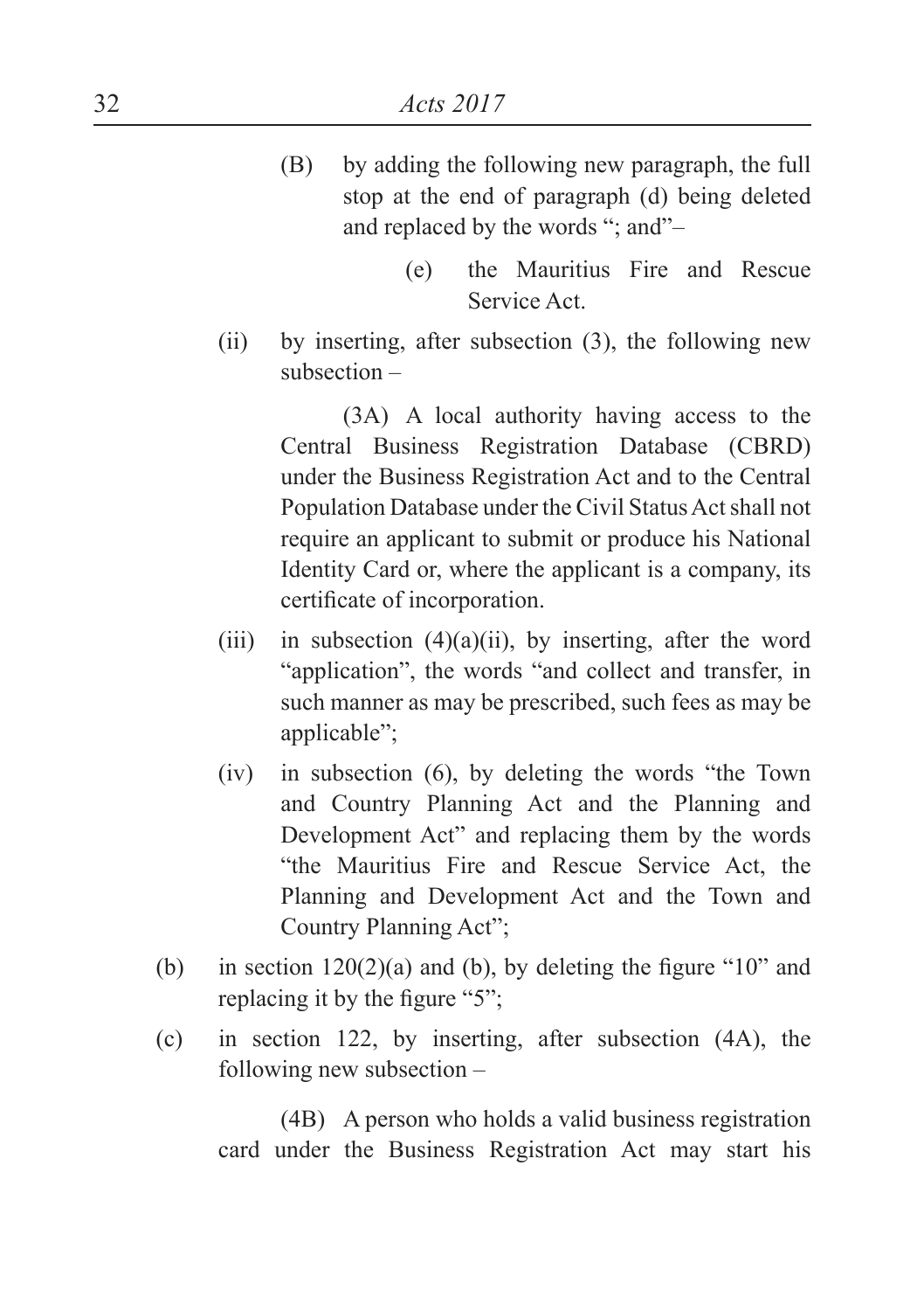(B) by adding the following new paragraph, the full stop at the end of paragraph (d) being deleted and replaced by the words "; and"–

(e) the Mauritius Fire and Rescue Service Act.

(ii) by inserting, after subsection (3), the following new subsection –

(3A) A local authority having access to the Central Business Registration Database (CBRD) under the Business Registration Act and to the Central Population Database under the Civil Status Act shall not require an applicant to submit or produce his National Identity Card or, where the applicant is a company, its certificate of incorporation.

(iii) in subsection (4)(a)(ii), by inserting, after the word "application", the words "and collect and transfer, in such manner as may be prescribed, such fees as may be applicable";

(iv) in subsection (6), by deleting the words "the Town and Country Planning Act and the Planning and Development Act" and replacing them by the words "the Mauritius Fire and Rescue Service Act, the Planning and Development Act and the Town and Country Planning Act";

(b) in section 120(2)(a) and (b), by deleting the figure "10" and replacing it by the figure "5";

(c) in section 122, by inserting, after subsection (4A), the following new subsection –

(4B) A person who holds a valid business registration card under the Business Registration Act may start his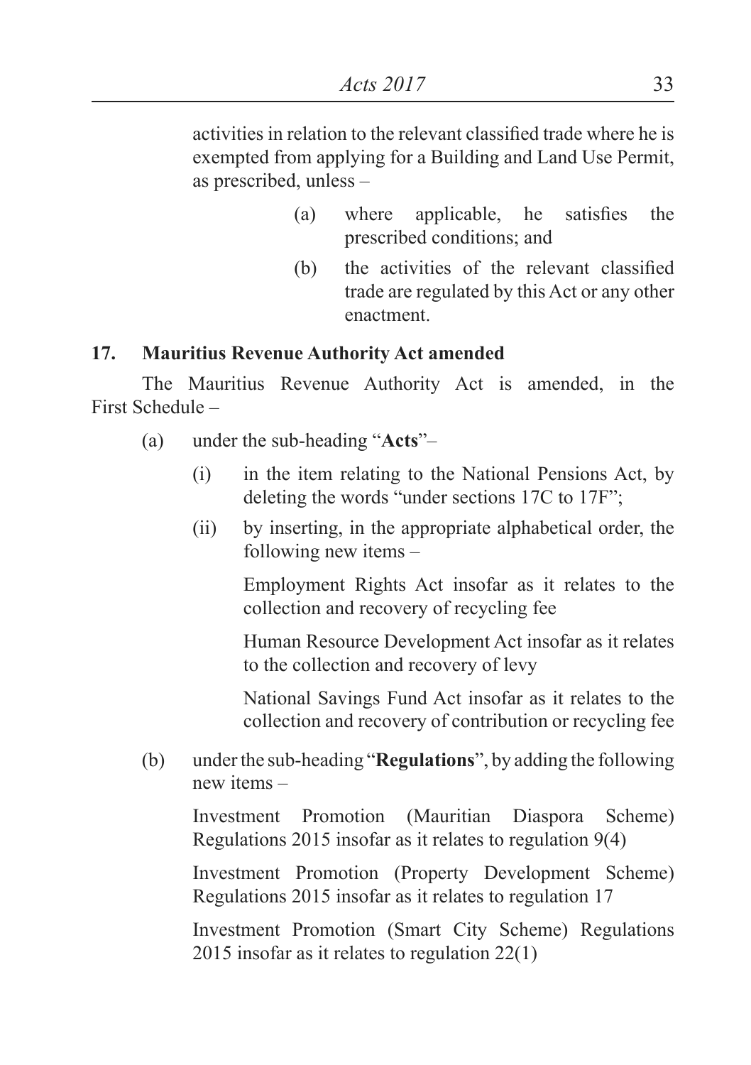activities in relation to the relevant classified trade where he is exempted from applying for a Building and Land Use Permit, as prescribed, unless –

(a) where applicable, he satisfies the prescribed conditions; and

(b) the activities of the relevant classified trade are regulated by this Act or any other enactment.

**17. Mauritius Revenue Authority Act amended**

The Mauritius Revenue Authority Act is amended, in the First Schedule –

(a) under the sub-heading "**Acts**"–

(i) in the item relating to the National Pensions Act, by deleting the words "under sections 17C to 17F";

(ii) by inserting, in the appropriate alphabetical order, the following new items –

Employment Rights Act insofar as it relates to the collection and recovery of recycling fee

Human Resource Development Act insofar as it relates to the collection and recovery of levy

National Savings Fund Act insofar as it relates to the collection and recovery of contribution or recycling fee

(b) under the sub-heading "**Regulations**", by adding the following new items –

Investment Promotion (Mauritian Diaspora Scheme) Regulations 2015 insofar as it relates to regulation 9(4)

Investment Promotion (Property Development Scheme) Regulations 2015 insofar as it relates to regulation 17

Investment Promotion (Smart City Scheme) Regulations 2015 insofar as it relates to regulation 22(1)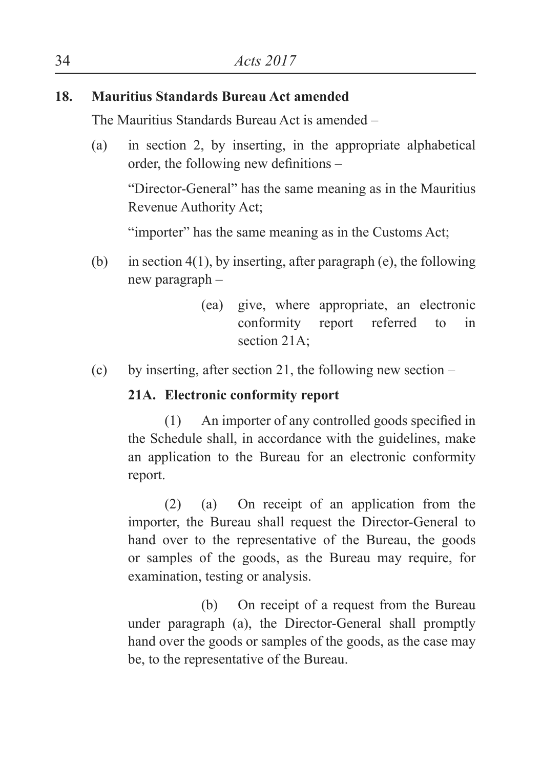**18. Mauritius Standards Bureau Act amended**

The Mauritius Standards Bureau Act is amended –

(a) in section 2, by inserting, in the appropriate alphabetical order, the following new definitions –

"Director-General" has the same meaning as in the Mauritius Revenue Authority Act;

"importer" has the same meaning as in the Customs Act;

(b) in section 4(1), by inserting, after paragraph (e), the following new paragraph –

(ea) give, where appropriate, an electronic conformity report referred to in section 21A;

(c) by inserting, after section 21, the following new section –

**21A. Electronic conformity report**

(1) An importer of any controlled goods specified in the Schedule shall, in accordance with the guidelines, make an application to the Bureau for an electronic conformity report.

(2) (a) On receipt of an application from the importer, the Bureau shall request the Director-General to hand over to the representative of the Bureau, the goods or samples of the goods, as the Bureau may require, for examination, testing or analysis.

(b) On receipt of a request from the Bureau under paragraph (a), the Director-General shall promptly hand over the goods or samples of the goods, as the case may be, to the representative of the Bureau.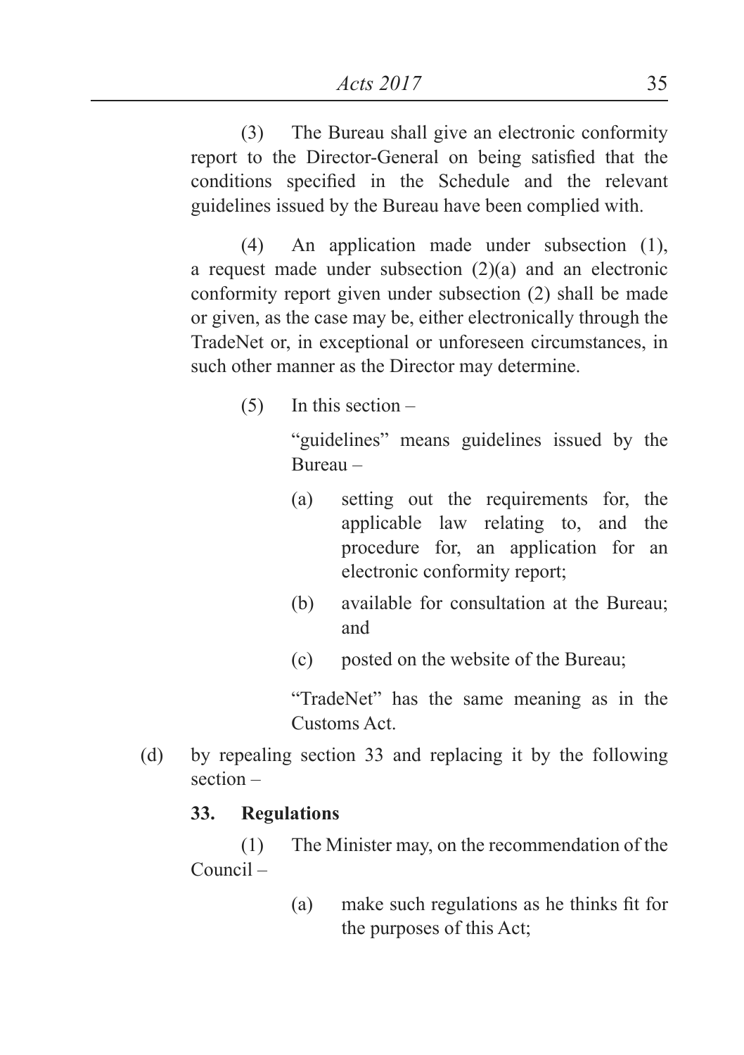(3) The Bureau shall give an electronic conformity report to the Director-General on being satisfied that the conditions specified in the Schedule and the relevant guidelines issued by the Bureau have been complied with.

(4) An application made under subsection (1), a request made under subsection (2)(a) and an electronic conformity report given under subsection (2) shall be made or given, as the case may be, either electronically through the TradeNet or, in exceptional or unforeseen circumstances, in such other manner as the Director may determine.

(5) In this section –

"guidelines" means guidelines issued by the Bureau –

(a) setting out the requirements for, the applicable law relating to, and the procedure for, an application for an electronic conformity report;

(b) available for consultation at the Bureau; and

(c) posted on the website of the Bureau;

"TradeNet" has the same meaning as in the Customs Act.

(d) by repealing section 33 and replacing it by the following section –

**33. Regulations**

(1) The Minister may, on the recommendation of the Council –

(a) make such regulations as he thinks fit for the purposes of this Act;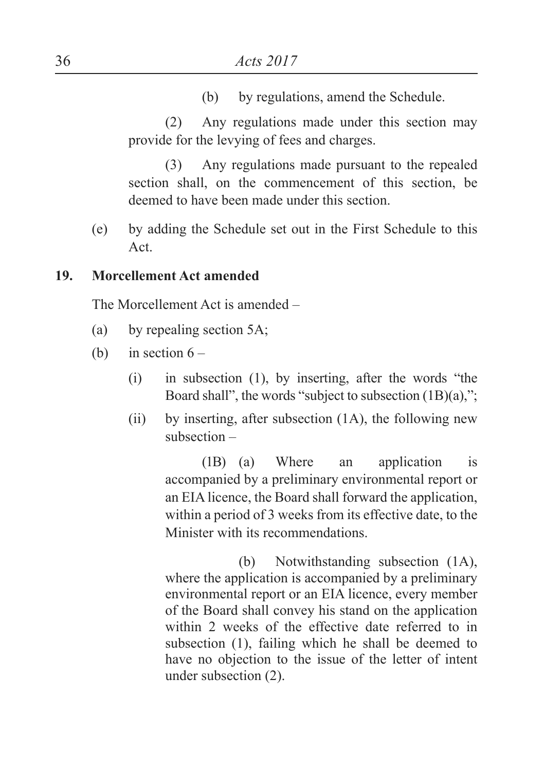(b) by regulations, amend the Schedule.

(2) Any regulations made under this section may provide for the levying of fees and charges.

(3) Any regulations made pursuant to the repealed section shall, on the commencement of this section, be deemed to have been made under this section.

(e) by adding the Schedule set out in the First Schedule to this Act.

**19. Morcellement Act amended**

The Morcellement Act is amended –

(a) by repealing section 5A;

(b) in section 6 –

(i) in subsection (1), by inserting, after the words "the Board shall", the words "subject to subsection (1B)(a),";

(ii) by inserting, after subsection (1A), the following new subsection –

(1B) (a) Where an application is accompanied by a preliminary environmental report or an EIA licence, the Board shall forward the application, within a period of 3 weeks from its effective date, to the Minister with its recommendations.

(b) Notwithstanding subsection (1A), where the application is accompanied by a preliminary environmental report or an EIA licence, every member of the Board shall convey his stand on the application within 2 weeks of the effective date referred to in subsection (1), failing which he shall be deemed to have no objection to the issue of the letter of intent under subsection (2).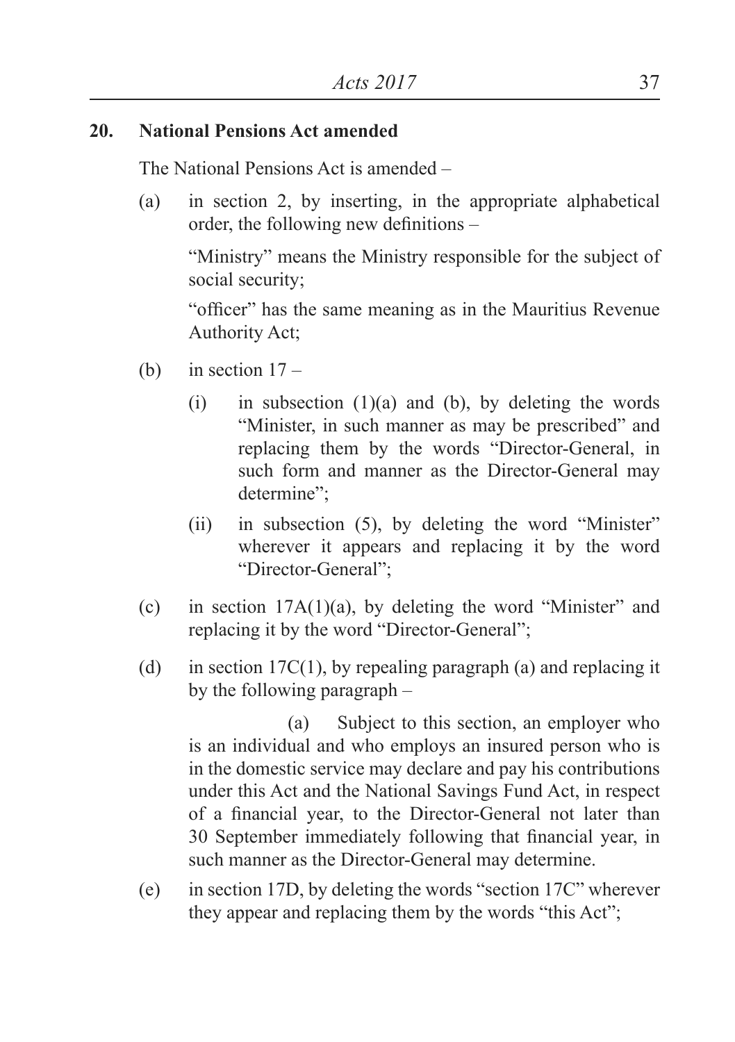## 20. National Pensions Act amended

The National Pensions Act is amended –

(a) in section 2, by inserting, in the appropriate alphabetical order, the following new definitions –

"Ministry" means the Ministry responsible for the subject of social security;

"officer" has the same meaning as in the Mauritius Revenue Authority Act;

(b) in section 17 –

(i) in subsection (1)(a) and (b), by deleting the words "Minister, in such manner as may be prescribed" and replacing them by the words "Director-General, in such form and manner as the Director-General may determine";

(ii) in subsection (5), by deleting the word "Minister" wherever it appears and replacing it by the word "Director-General";

(c) in section 17A(1)(a), by deleting the word "Minister" and replacing it by the word "Director-General";

(d) in section 17C(1), by repealing paragraph (a) and replacing it by the following paragraph –

(a) Subject to this section, an employer who is an individual and who employs an insured person who is in the domestic service may declare and pay his contributions under this Act and the National Savings Fund Act, in respect of a financial year, to the Director-General not later than 30 September immediately following that financial year, in such manner as the Director-General may determine.

(e) in section 17D, by deleting the words "section 17C" wherever they appear and replacing them by the words "this Act";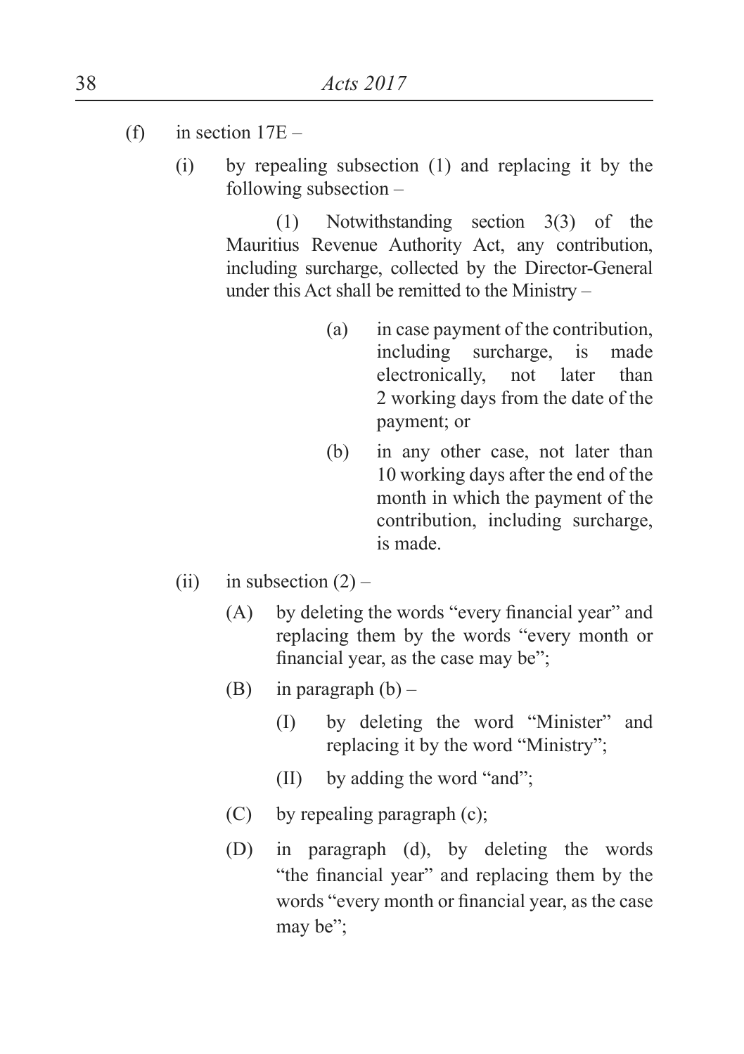(f) in section 17E –

(i) by repealing subsection (1) and replacing it by the following subsection –

(1) Notwithstanding section 3(3) of the Mauritius Revenue Authority Act, any contribution, including surcharge, collected by the Director-General under this Act shall be remitted to the Ministry –

(a) in case payment of the contribution, including surcharge, is made electronically, not later than 2 working days from the date of the payment; or

(b) in any other case, not later than 10 working days after the end of the month in which the payment of the contribution, including surcharge, is made.

(ii) in subsection (2) –

(A) by deleting the words "every financial year" and replacing them by the words "every month or financial year, as the case may be";

(B) in paragraph (b) –

(I) by deleting the word "Minister" and replacing it by the word "Ministry";

(II) by adding the word "and";

(C) by repealing paragraph (c);

(D) in paragraph (d), by deleting the words "the financial year" and replacing them by the words "every month or financial year, as the case may be";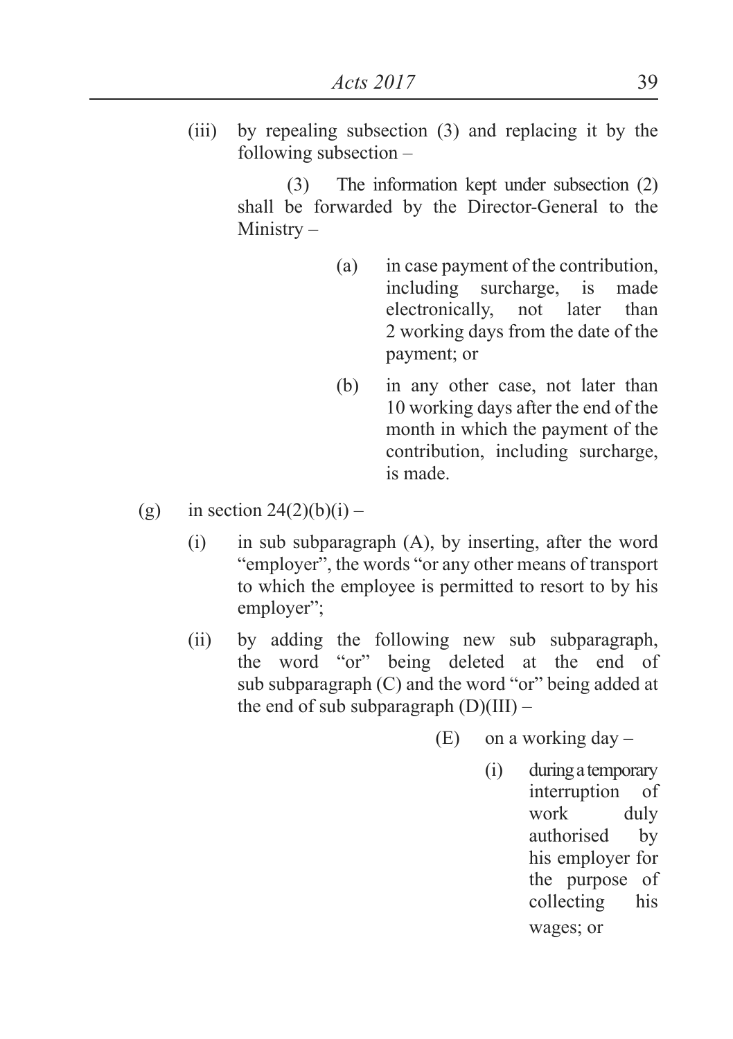(iii) by repealing subsection (3) and replacing it by the following subsection –

(3) The information kept under subsection (2) shall be forwarded by the Director-General to the Ministry –

(a) in case payment of the contribution, including surcharge, is made electronically, not later than 2 working days from the date of the payment; or

(b) in any other case, not later than 10 working days after the end of the month in which the payment of the contribution, including surcharge, is made.

(g) in section 24(2)(b)(i) –

(i) in sub subparagraph (A), by inserting, after the word "employer", the words "or any other means of transport to which the employee is permitted to resort to by his employer";

(ii) by adding the following new sub subparagraph, the word "or" being deleted at the end of sub subparagraph (C) and the word "or" being added at the end of sub subparagraph (D)(III) –

(E) on a working day –

(i) during a temporary interruption of work duly authorised by his employer for the purpose of collecting his wages; or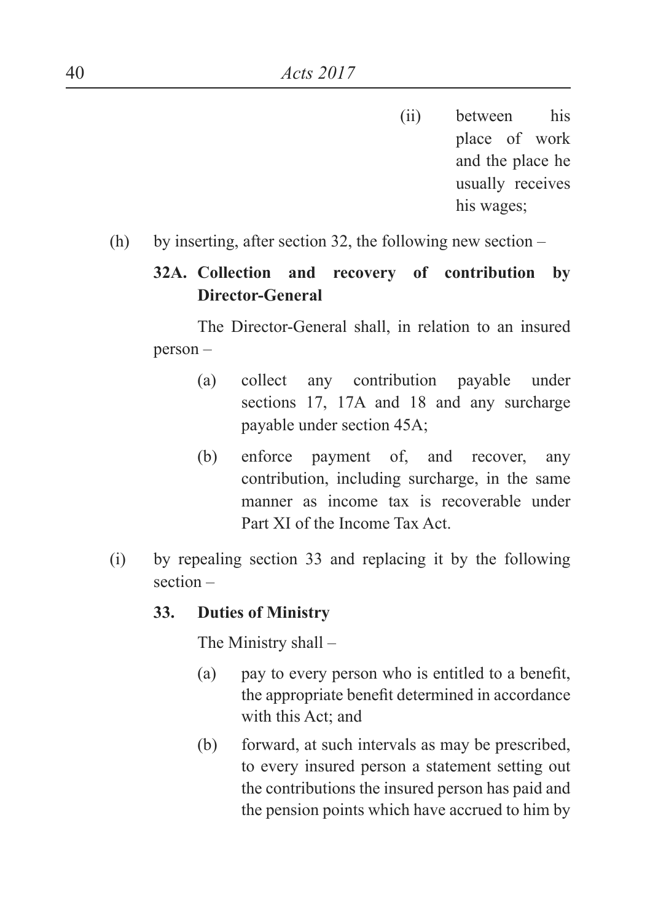(ii) between his place of work and the place he usually receives his wages;

(h) by inserting, after section 32, the following new section –

**32A. Collection and recovery of contribution by Director-General**

The Director-General shall, in relation to an insured person –

(a) collect any contribution payable under sections 17, 17A and 18 and any surcharge payable under section 45A;

(b) enforce payment of, and recover, any contribution, including surcharge, in the same manner as income tax is recoverable under Part XI of the Income Tax Act.

(i) by repealing section 33 and replacing it by the following section –

**33. Duties of Ministry**

The Ministry shall –

(a) pay to every person who is entitled to a benefit, the appropriate benefit determined in accordance with this Act; and

(b) forward, at such intervals as may be prescribed, to every insured person a statement setting out the contributions the insured person has paid and the pension points which have accrued to him by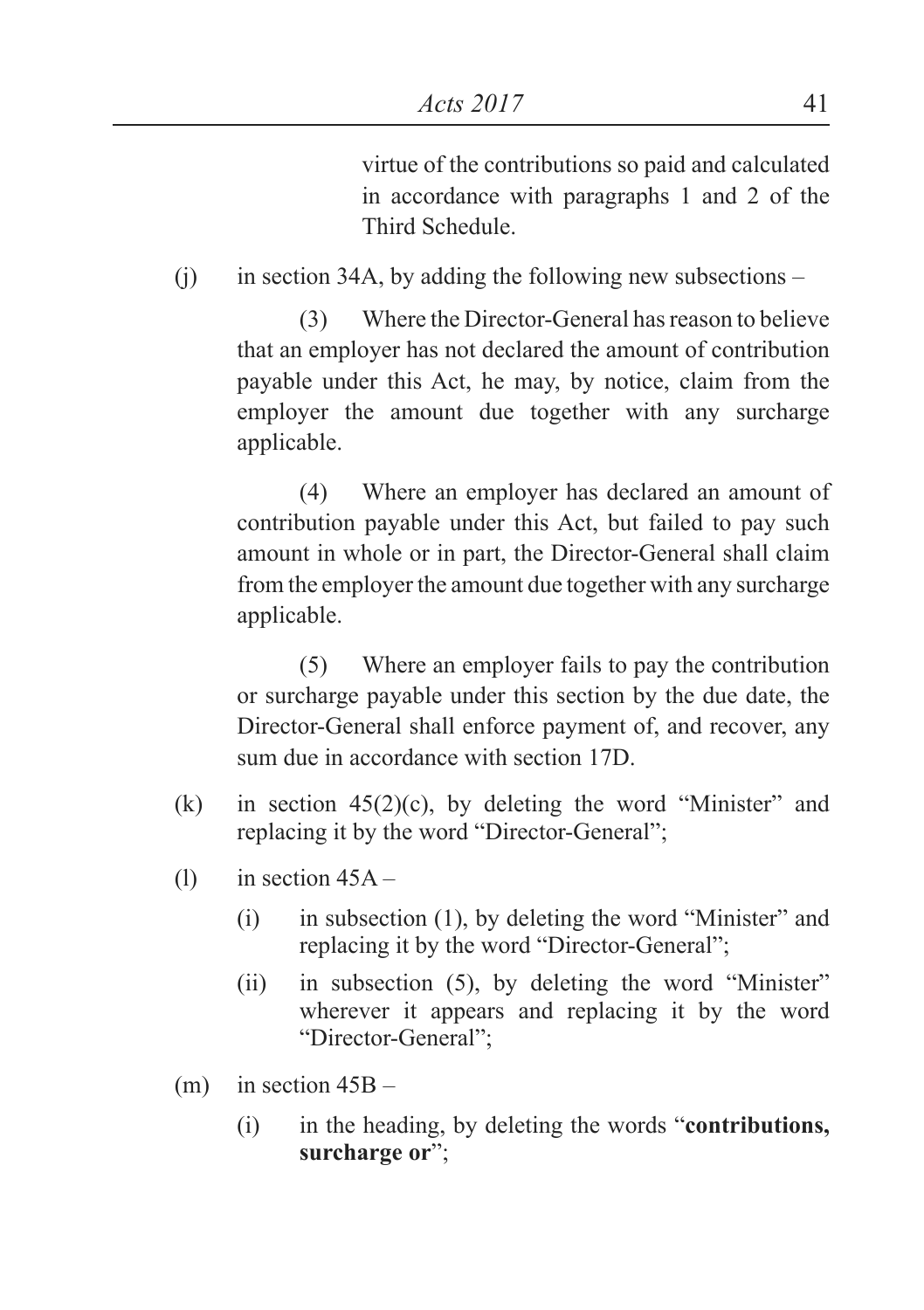virtue of the contributions so paid and calculated in accordance with paragraphs 1 and 2 of the Third Schedule.

(j) in section 34A, by adding the following new subsections –

(3) Where the Director-General has reason to believe that an employer has not declared the amount of contribution payable under this Act, he may, by notice, claim from the employer the amount due together with any surcharge applicable.

(4) Where an employer has declared an amount of contribution payable under this Act, but failed to pay such amount in whole or in part, the Director-General shall claim from the employer the amount due together with any surcharge applicable.

(5) Where an employer fails to pay the contribution or surcharge payable under this section by the due date, the Director-General shall enforce payment of, and recover, any sum due in accordance with section 17D.

(k) in section 45(2)(c), by deleting the word "Minister" and replacing it by the word "Director-General";

(l) in section 45A –

(i) in subsection (1), by deleting the word "Minister" and replacing it by the word "Director-General";

(ii) in subsection (5), by deleting the word "Minister" wherever it appears and replacing it by the word "Director-General";

(m) in section 45B –

(i) in the heading, by deleting the words "**contributions, surcharge or**";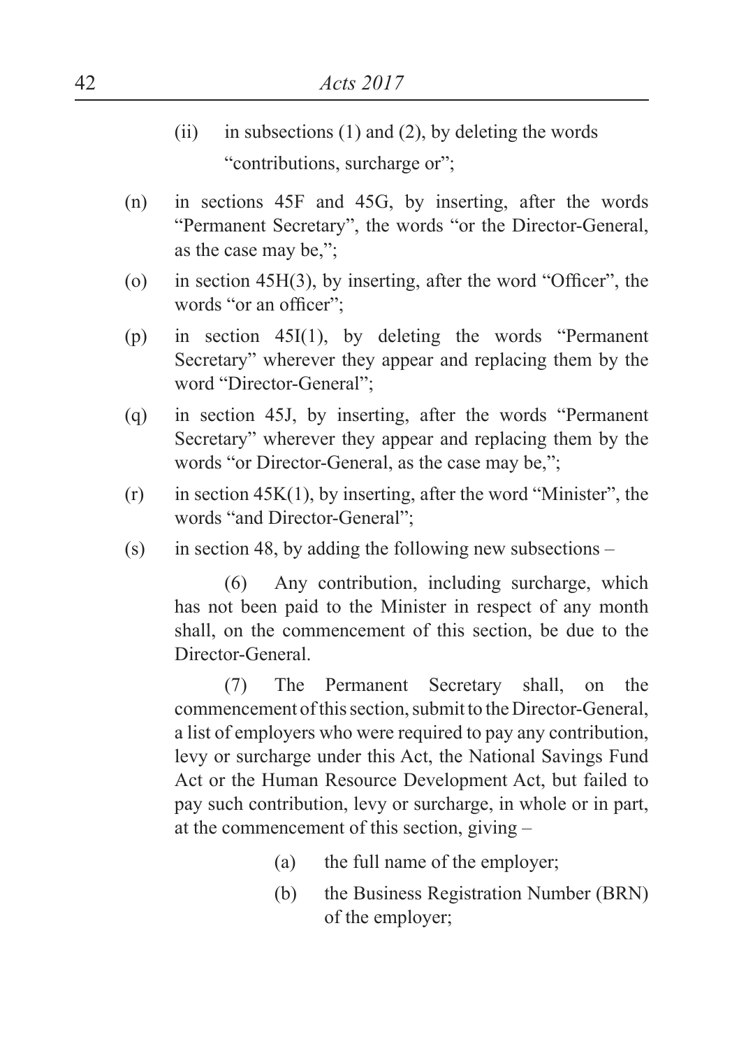(ii) in subsections (1) and (2), by deleting the words "contributions, surcharge or";

(n) in sections 45F and 45G, by inserting, after the words "Permanent Secretary", the words "or the Director-General, as the case may be,";

(o) in section 45H(3), by inserting, after the word "Officer", the words "or an officer";

(p) in section 45I(1), by deleting the words "Permanent Secretary" wherever they appear and replacing them by the word "Director-General";

(q) in section 45J, by inserting, after the words "Permanent Secretary" wherever they appear and replacing them by the words "or Director-General, as the case may be,";

(r) in section 45K(1), by inserting, after the word "Minister", the words "and Director-General";

(s) in section 48, by adding the following new subsections –

(6) Any contribution, including surcharge, which has not been paid to the Minister in respect of any month shall, on the commencement of this section, be due to the Director-General.

(7) The Permanent Secretary shall, on the commencement of this section, submit to the Director-General, a list of employers who were required to pay any contribution, levy or surcharge under this Act, the National Savings Fund Act or the Human Resource Development Act, but failed to pay such contribution, levy or surcharge, in whole or in part, at the commencement of this section, giving –

(a) the full name of the employer;

(b) the Business Registration Number (BRN) of the employer;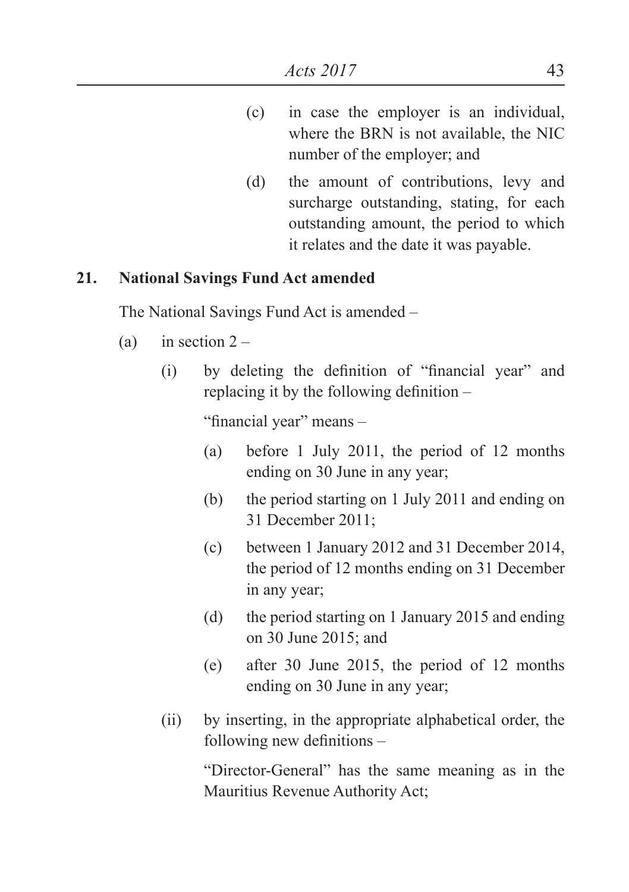(c) in case the employer is an individual, where the BRN is not available, the NIC number of the employer; and

(d) the amount of contributions, levy and surcharge outstanding, stating, for each outstanding amount, the period to which it relates and the date it was payable.

**21. National Savings Fund Act amended**

The National Savings Fund Act is amended –

(a) in section 2 –

(i) by deleting the definition of "financial year" and replacing it by the following definition –

"financial year" means –

(a) before 1 July 2011, the period of 12 months ending on 30 June in any year;

(b) the period starting on 1 July 2011 and ending on 31 December 2011;

(c) between 1 January 2012 and 31 December 2014, the period of 12 months ending on 31 December in any year;

(d) the period starting on 1 January 2015 and ending on 30 June 2015; and

(e) after 30 June 2015, the period of 12 months ending on 30 June in any year;

(ii) by inserting, in the appropriate alphabetical order, the following new definitions –

"Director-General" has the same meaning as in the Mauritius Revenue Authority Act;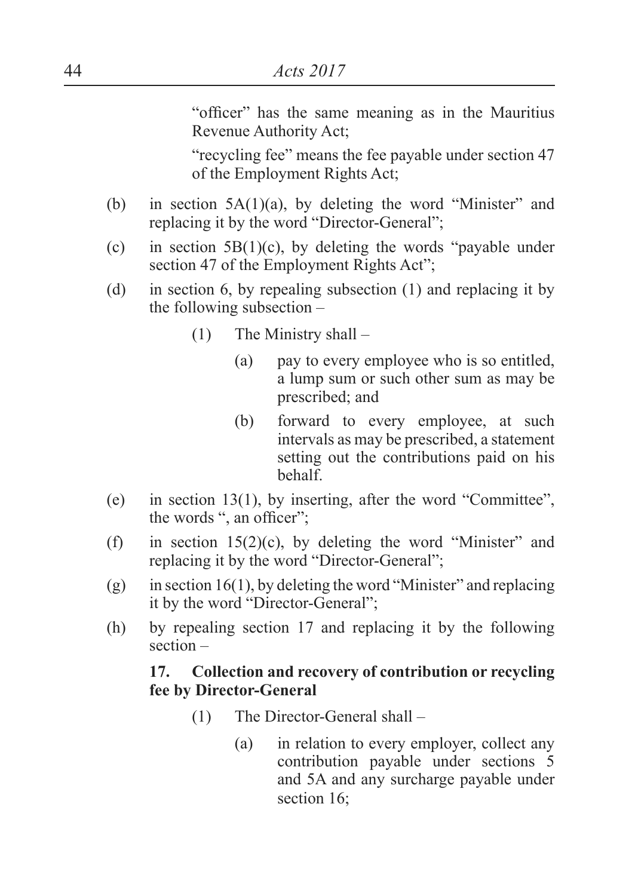"officer" has the same meaning as in the Mauritius Revenue Authority Act;

"recycling fee" means the fee payable under section 47 of the Employment Rights Act;

(b) in section 5A(1)(a), by deleting the word "Minister" and replacing it by the word "Director-General";

(c) in section 5B(1)(c), by deleting the words "payable under section 47 of the Employment Rights Act";

(d) in section 6, by repealing subsection (1) and replacing it by the following subsection –

(1) The Ministry shall –

(a) pay to every employee who is so entitled, a lump sum or such other sum as may be prescribed; and

(b) forward to every employee, at such intervals as may be prescribed, a statement setting out the contributions paid on his behalf.

(e) in section 13(1), by inserting, after the word "Committee", the words ", an officer";

(f) in section 15(2)(c), by deleting the word "Minister" and replacing it by the word "Director-General";

(g) in section 16(1), by deleting the word "Minister" and replacing it by the word "Director-General";

(h) by repealing section 17 and replacing it by the following section –

**17. Collection and recovery of contribution or recycling fee by Director-General**

(1) The Director-General shall –

(a) in relation to every employer, collect any contribution payable under sections 5 and 5A and any surcharge payable under section 16;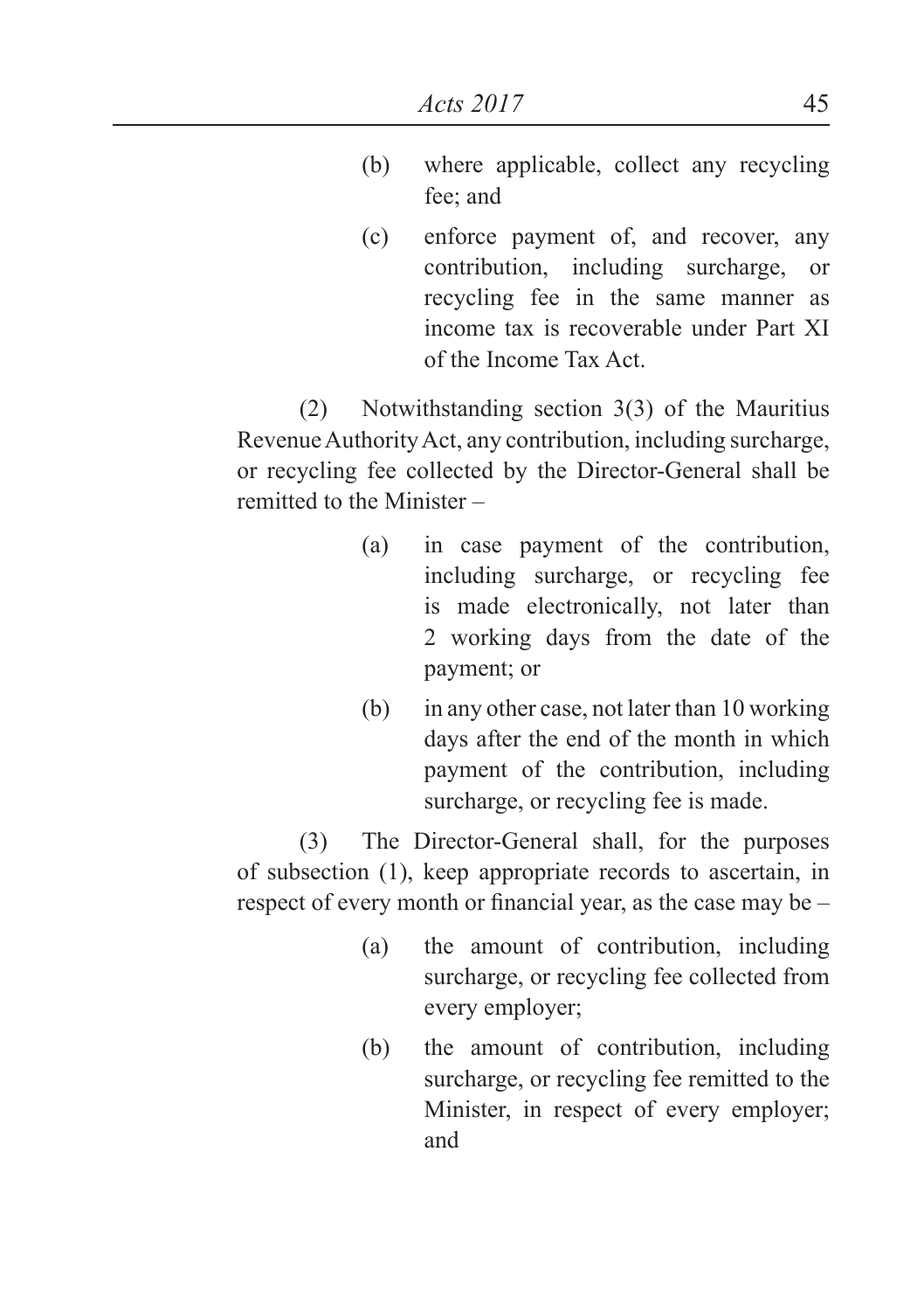(b) where applicable, collect any recycling fee; and

(c) enforce payment of, and recover, any contribution, including surcharge, or recycling fee in the same manner as income tax is recoverable under Part XI of the Income Tax Act.

(2) Notwithstanding section 3(3) of the Mauritius Revenue Authority Act, any contribution, including surcharge, or recycling fee collected by the Director-General shall be remitted to the Minister –

(a) in case payment of the contribution, including surcharge, or recycling fee is made electronically, not later than 2 working days from the date of the payment; or

(b) in any other case, not later than 10 working days after the end of the month in which payment of the contribution, including surcharge, or recycling fee is made.

(3) The Director-General shall, for the purposes of subsection (1), keep appropriate records to ascertain, in respect of every month or financial year, as the case may be –

(a) the amount of contribution, including surcharge, or recycling fee collected from every employer;

(b) the amount of contribution, including surcharge, or recycling fee remitted to the Minister, in respect of every employer; and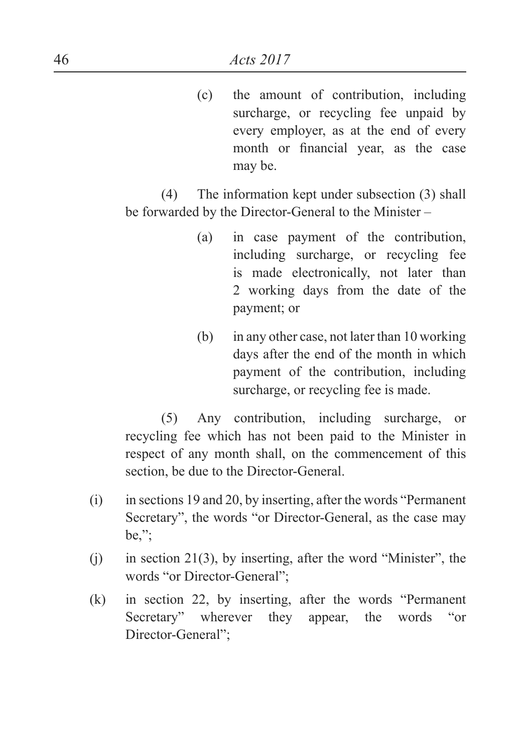(c) the amount of contribution, including surcharge, or recycling fee unpaid by every employer, as at the end of every month or financial year, as the case may be.

(4) The information kept under subsection (3) shall be forwarded by the Director-General to the Minister –

(a) in case payment of the contribution, including surcharge, or recycling fee is made electronically, not later than 2 working days from the date of the payment; or

(b) in any other case, not later than 10 working days after the end of the month in which payment of the contribution, including surcharge, or recycling fee is made.

(5) Any contribution, including surcharge, or recycling fee which has not been paid to the Minister in respect of any month shall, on the commencement of this section, be due to the Director-General.

(i) in sections 19 and 20, by inserting, after the words "Permanent Secretary", the words "or Director-General, as the case may be,";

(j) in section 21(3), by inserting, after the word "Minister", the words "or Director-General";

(k) in section 22, by inserting, after the words "Permanent Secretary" wherever they appear, the words "or Director-General";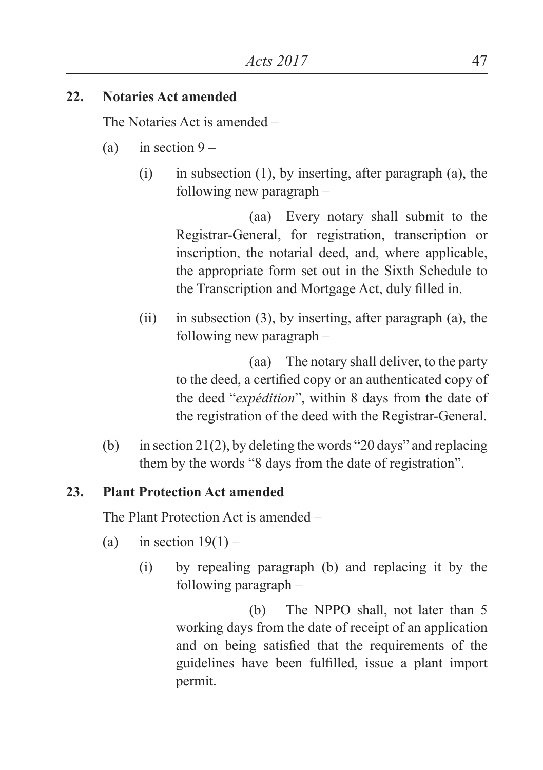## 22. Notaries Act amended

The Notaries Act is amended –

(a) in section 9 –

  (i) in subsection (1), by inserting, after paragraph (a), the following new paragraph –

    (aa) Every notary shall submit to the Registrar-General, for registration, transcription or inscription, the notarial deed, and, where applicable, the appropriate form set out in the Sixth Schedule to the Transcription and Mortgage Act, duly filled in.

  (ii) in subsection (3), by inserting, after paragraph (a), the following new paragraph –

    (aa) The notary shall deliver, to the party to the deed, a certified copy or an authenticated copy of the deed "*expédition*", within 8 days from the date of the registration of the deed with the Registrar-General.

(b) in section 21(2), by deleting the words "20 days" and replacing them by the words "8 days from the date of registration".

## 23. Plant Protection Act amended

The Plant Protection Act is amended –

(a) in section 19(1) –

  (i) by repealing paragraph (b) and replacing it by the following paragraph –

    (b) The NPPO shall, not later than 5 working days from the date of receipt of an application and on being satisfied that the requirements of the guidelines have been fulfilled, issue a plant import permit.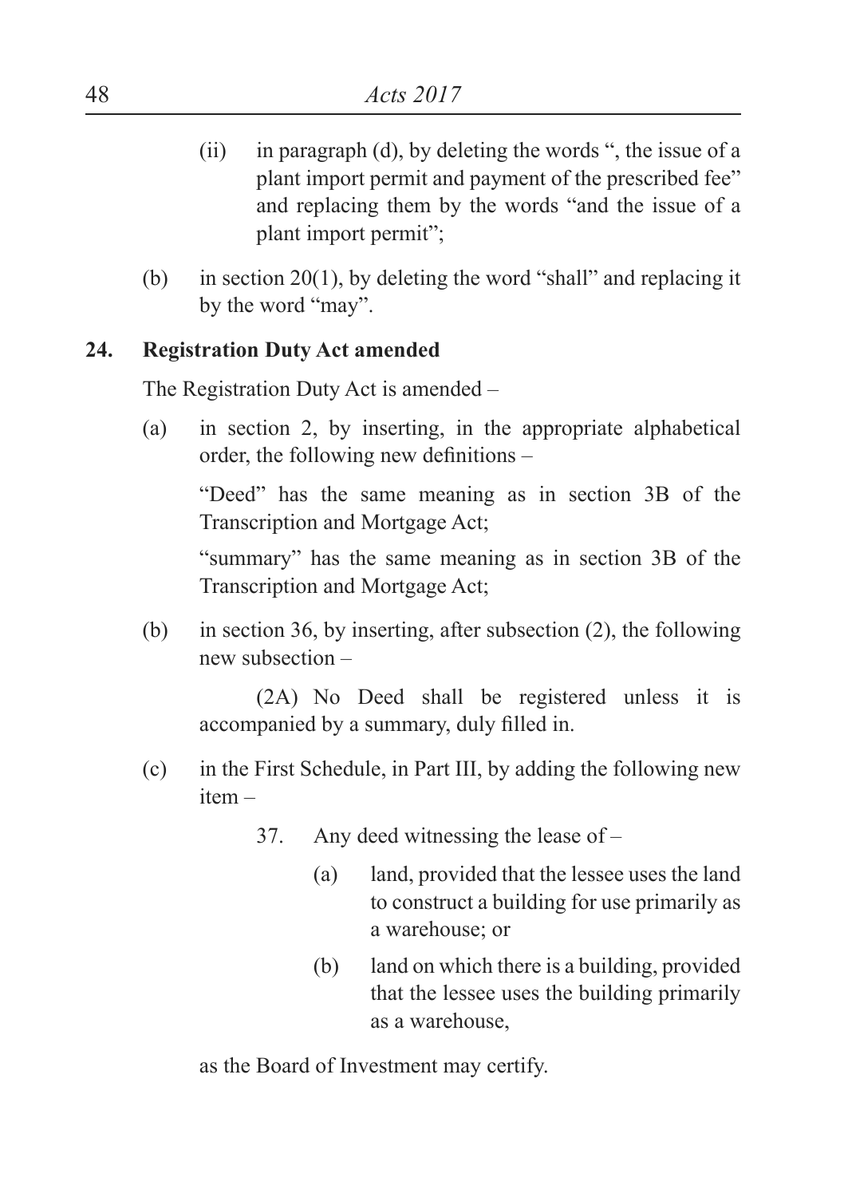(ii) in paragraph (d), by deleting the words ", the issue of a plant import permit and payment of the prescribed fee" and replacing them by the words "and the issue of a plant import permit";

(b) in section 20(1), by deleting the word "shall" and replacing it by the word "may".

**24. Registration Duty Act amended**

The Registration Duty Act is amended –

(a) in section 2, by inserting, in the appropriate alphabetical order, the following new definitions –

"Deed" has the same meaning as in section 3B of the Transcription and Mortgage Act;

"summary" has the same meaning as in section 3B of the Transcription and Mortgage Act;

(b) in section 36, by inserting, after subsection (2), the following new subsection –

(2A) No Deed shall be registered unless it is accompanied by a summary, duly filled in.

(c) in the First Schedule, in Part III, by adding the following new item –

37. Any deed witnessing the lease of –

(a) land, provided that the lessee uses the land to construct a building for use primarily as a warehouse; or

(b) land on which there is a building, provided that the lessee uses the building primarily as a warehouse,

as the Board of Investment may certify.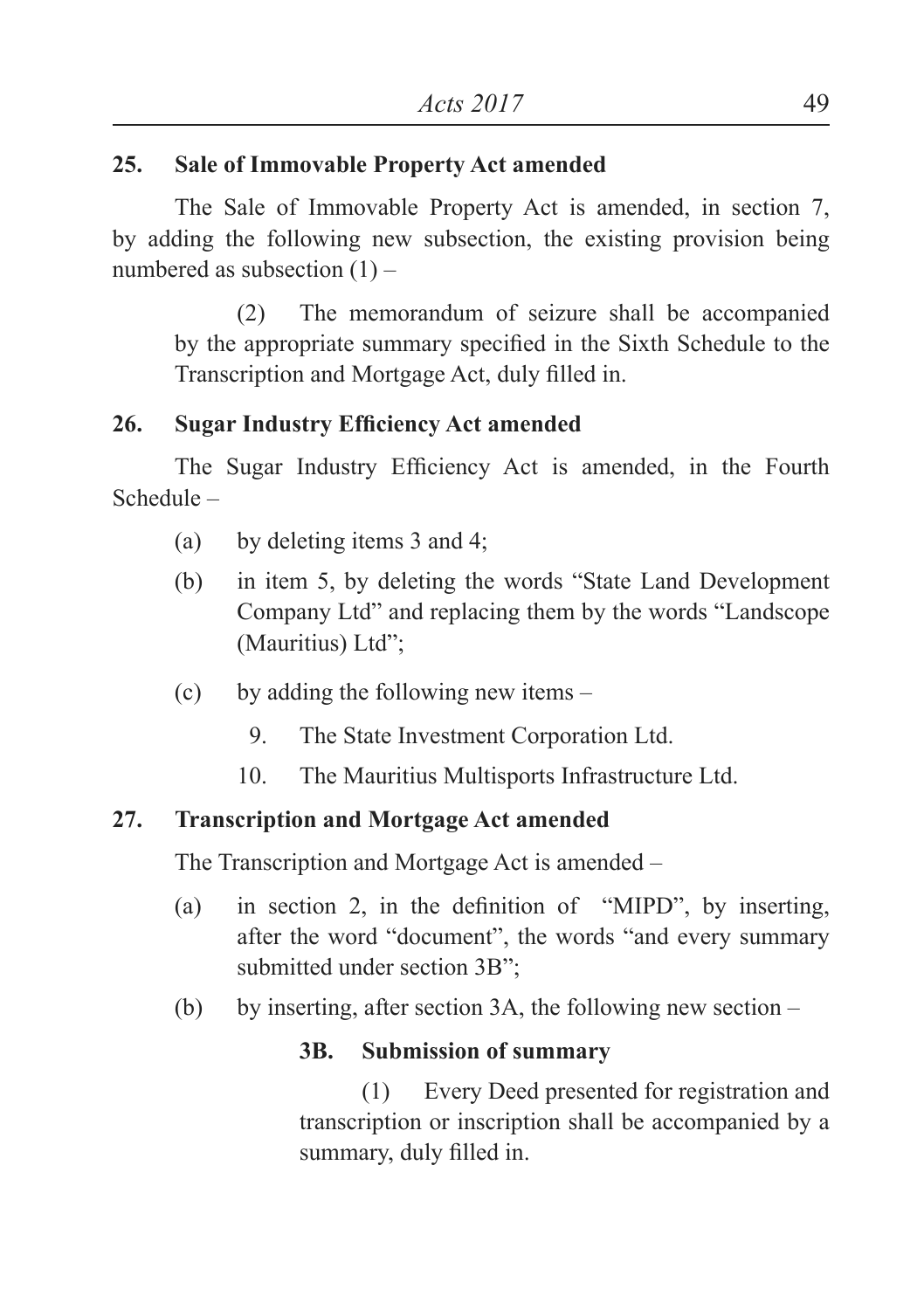**25. Sale of Immovable Property Act amended**

The Sale of Immovable Property Act is amended, in section 7, by adding the following new subsection, the existing provision being numbered as subsection (1) –

> (2) The memorandum of seizure shall be accompanied by the appropriate summary specified in the Sixth Schedule to the Transcription and Mortgage Act, duly filled in.

**26. Sugar Industry Efficiency Act amended**

The Sugar Industry Efficiency Act is amended, in the Fourth Schedule –

(a) by deleting items 3 and 4;

(b) in item 5, by deleting the words "State Land Development Company Ltd" and replacing them by the words "Landscope (Mauritius) Ltd";

(c) by adding the following new items –

> 9. The State Investment Corporation Ltd.
>
> 10. The Mauritius Multisports Infrastructure Ltd.

**27. Transcription and Mortgage Act amended**

The Transcription and Mortgage Act is amended –

(a) in section 2, in the definition of "MIPD", by inserting, after the word "document", the words "and every summary submitted under section 3B";

(b) by inserting, after section 3A, the following new section –

> **3B. Submission of summary**
>
> (1) Every Deed presented for registration and transcription or inscription shall be accompanied by a summary, duly filled in.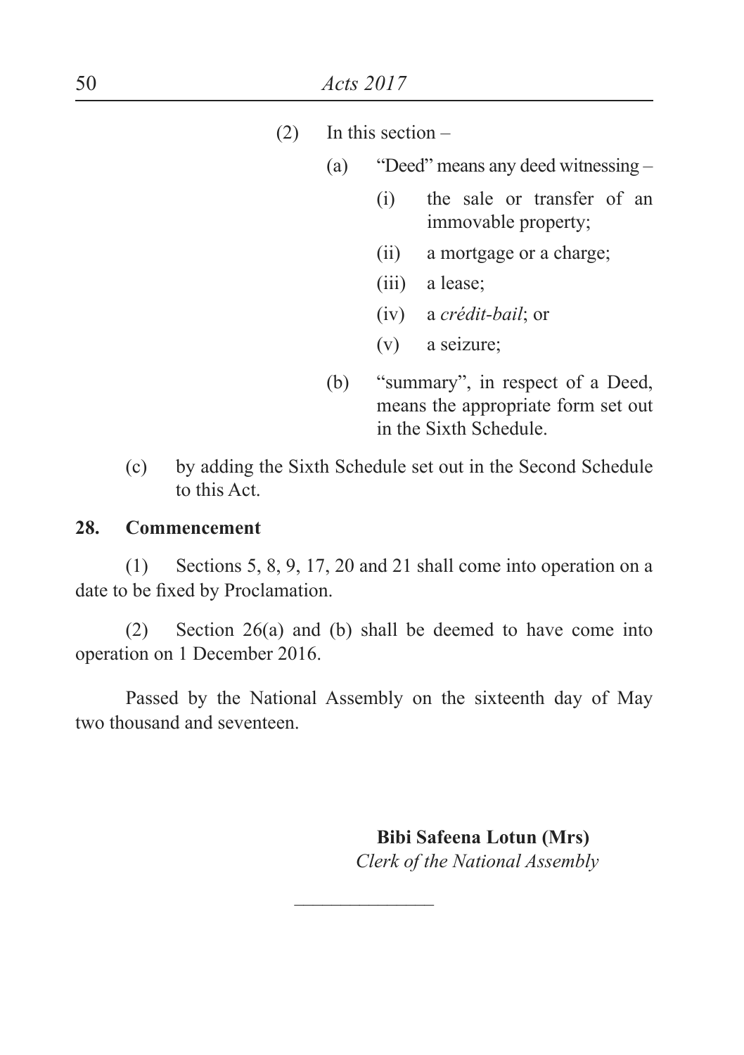(2) In this section –

(a) "Deed" means any deed witnessing –

(i) the sale or transfer of an immovable property;

(ii) a mortgage or a charge;

(iii) a lease;

(iv) a *crédit-bail*; or

(v) a seizure;

(b) "summary", in respect of a Deed, means the appropriate form set out in the Sixth Schedule.

(c) by adding the Sixth Schedule set out in the Second Schedule to this Act.

**28. Commencement**

(1) Sections 5, 8, 9, 17, 20 and 21 shall come into operation on a date to be fixed by Proclamation.

(2) Section 26(a) and (b) shall be deemed to have come into operation on 1 December 2016.

Passed by the National Assembly on the sixteenth day of May two thousand and seventeen.

**Bibi Safeena Lotun (Mrs)**
*Clerk of the National Assembly*

---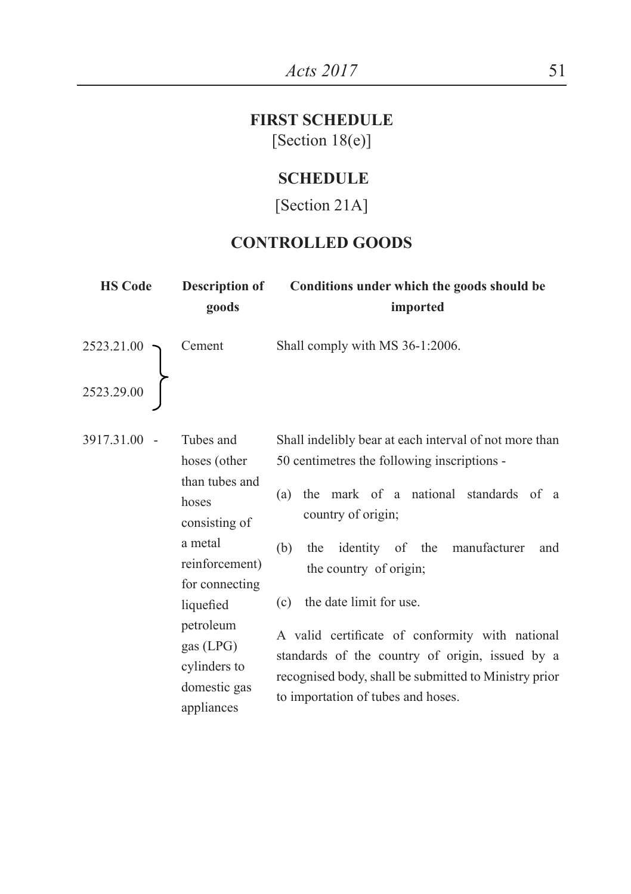## FIRST SCHEDULE

[Section 18(e)]

## SCHEDULE

[Section 21A]

## CONTROLLED GOODS

| HS Code | Description of goods | Conditions under which the goods should be imported |
|---|---|---|
| 2523.21.00<br>2523.29.00 | Cement | Shall comply with MS 36-1:2006. |
| 3917.31.00 - | Tubes and hoses (other than tubes and hoses consisting of a metal reinforcement) for connecting liquefied petroleum gas (LPG) cylinders to domestic gas appliances | Shall indelibly bear at each interval of not more than 50 centimetres the following inscriptions -<br>(a) the mark of a national standards of a country of origin;<br>(b) the identity of the manufacturer and the country of origin;<br>(c) the date limit for use.<br>A valid certificate of conformity with national standards of the country of origin, issued by a recognised body, shall be submitted to Ministry prior to importation of tubes and hoses. |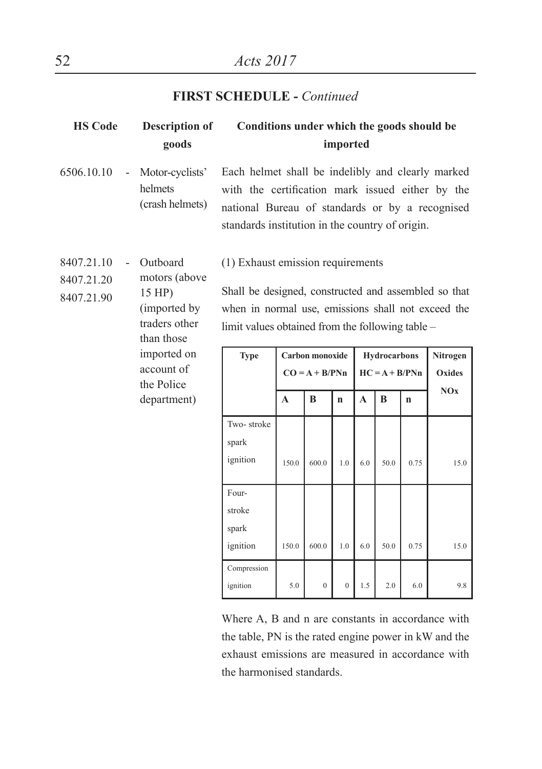## FIRST SCHEDULE - *Continued*

| HS Code | Description of goods | Conditions under which the goods should be imported |
|---|---|---|
| 6506.10.10 | - Motor-cyclists' helmets (crash helmets) | Each helmet shall be indelibly and clearly marked with the certification mark issued either by the national Bureau of standards or by a recognised standards institution in the country of origin. |
| 8407.21.10<br>8407.21.20<br>8407.21.90 | - Outboard motors (above 15 HP) (imported by traders other than those imported on account of the Police department) | (1) Exhaust emission requirements<br><br>Shall be designed, constructed and assembled so that when in normal use, emissions shall not exceed the limit values obtained from the following table – |

| Type | Carbon monoxide $CO = A + B/PNn$ | | | Hydrocarbons $HC = A + B/PNn$ | | | Nitrogen Oxides NOx |
|---|---|---|---|---|---|---|---|
| | A | B | n | A | B | n | |
| Two- stroke spark ignition | 150.0 | 600.0 | 1.0 | 6.0 | 50.0 | 0.75 | 15.0 |
| Four-stroke spark ignition | 150.0 | 600.0 | 1.0 | 6.0 | 50.0 | 0.75 | 15.0 |
| Compression ignition | 5.0 | 0 | 0 | 1.5 | 2.0 | 6.0 | 9.8 |

Where A, B and n are constants in accordance with the table, PN is the rated engine power in kW and the exhaust emissions are measured in accordance with the harmonised standards.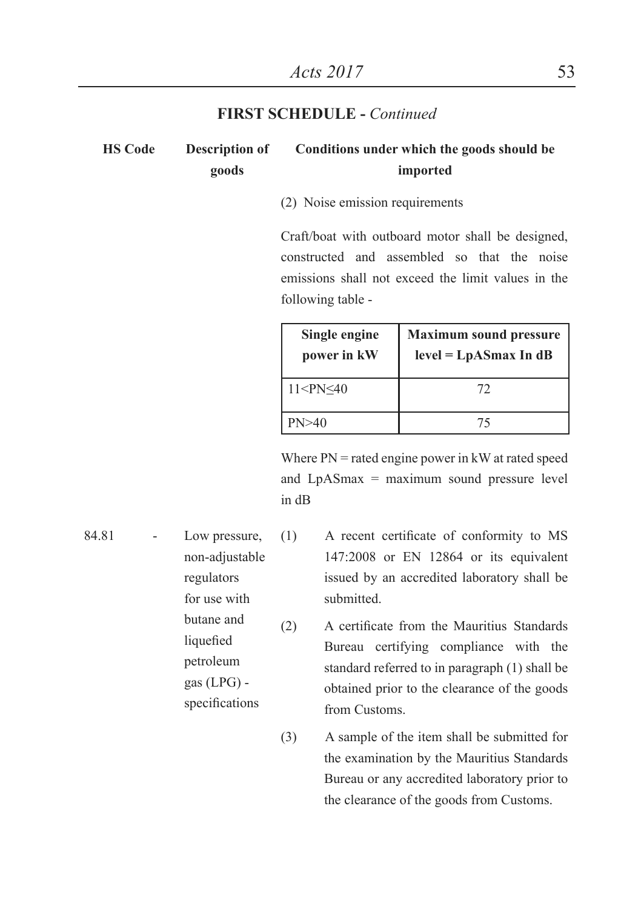## FIRST SCHEDULE - *Continued*

| HS Code | Description of goods | Conditions under which the goods should be imported |
|---|---|---|
| | | (2) Noise emission requirements<br><br>Craft/boat with outboard motor shall be designed, constructed and assembled so that the noise emissions shall not exceed the limit values in the following table -<br><br>Single engine power in kW: $11<PN\leq40$ — Maximum sound pressure level = LpASmax In dB: 72<br>Single engine power in kW: $PN>40$ — Maximum sound pressure level = LpASmax In dB: 75<br><br>Where PN = rated engine power in kW at rated speed and LpASmax = maximum sound pressure level in dB |
| 84.81 | - Low pressure, non-adjustable regulators for use with butane and liquefied petroleum gas (LPG) - specifications | (1) A recent certificate of conformity to MS 147:2008 or EN 12864 or its equivalent issued by an accredited laboratory shall be submitted.<br><br>(2) A certificate from the Mauritius Standards Bureau certifying compliance with the standard referred to in paragraph (1) shall be obtained prior to the clearance of the goods from Customs.<br><br>(3) A sample of the item shall be submitted for the examination by the Mauritius Standards Bureau or any accredited laboratory prior to the clearance of the goods from Customs. |

| Single engine power in kW | Maximum sound pressure level = LpASmax In dB |
|---|---|
| $11<PN\leq40$ | 72 |
| $PN>40$ | 75 |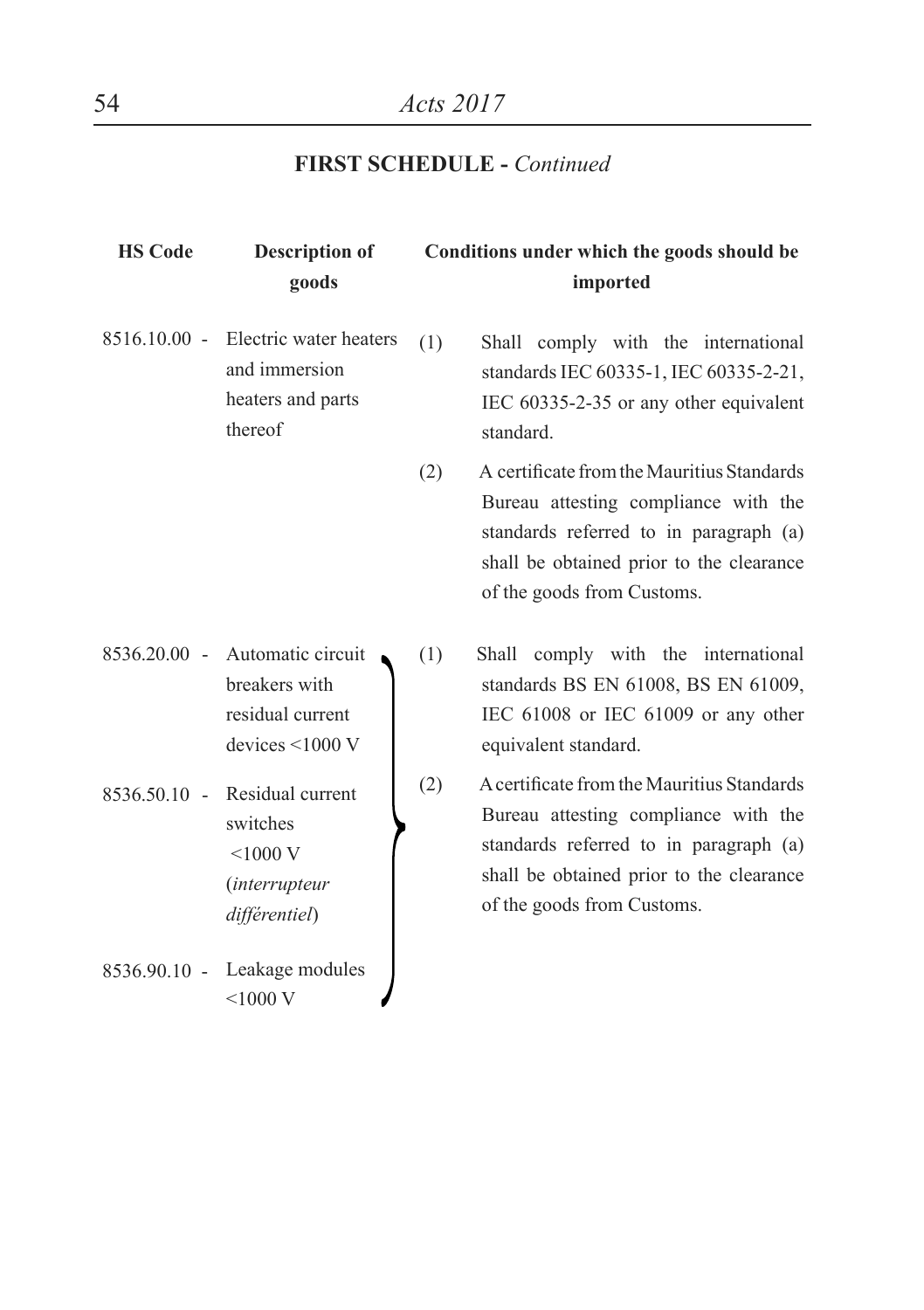## FIRST SCHEDULE - *Continued*

| HS Code | Description of goods | Conditions under which the goods should be imported |
|---|---|---|
| 8516.10.00 - | Electric water heaters and immersion heaters and parts thereof | (1) Shall comply with the international standards IEC 60335-1, IEC 60335-2-21, IEC 60335-2-35 or any other equivalent standard.<br>(2) A certificate from the Mauritius Standards Bureau attesting compliance with the standards referred to in paragraph (a) shall be obtained prior to the clearance of the goods from Customs. |
| 8536.20.00 - | Automatic circuit breakers with residual current devices <1000 V | (1) Shall comply with the international standards BS EN 61008, BS EN 61009, IEC 61008 or IEC 61009 or any other equivalent standard.<br>(2) A certificate from the Mauritius Standards Bureau attesting compliance with the standards referred to in paragraph (a) shall be obtained prior to the clearance of the goods from Customs. |
| 8536.50.10 - | Residual current switches <1000 V (*interrupteur différentiel*) | |
| 8536.90.10 - | Leakage modules <1000 V | |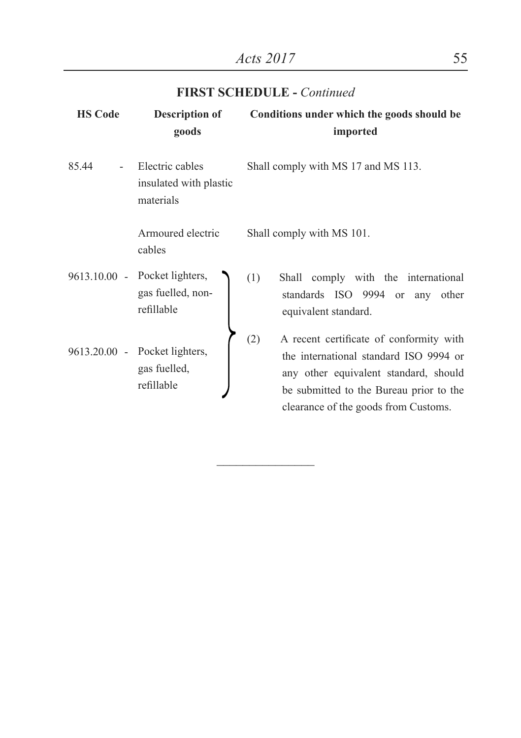## FIRST SCHEDULE - *Continued*

| HS Code | Description of goods | Conditions under which the goods should be imported |
|---|---|---|
| 85.44 - | Electric cables insulated with plastic materials | Shall comply with MS 17 and MS 113. |
| | Armoured electric cables | Shall comply with MS 101. |
| 9613.10.00 - | Pocket lighters, gas fuelled, non-refillable | (1) Shall comply with the international standards ISO 9994 or any other equivalent standard. (2) A recent certificate of conformity with the international standard ISO 9994 or any other equivalent standard, should be submitted to the Bureau prior to the clearance of the goods from Customs. |
| 9613.20.00 - | Pocket lighters, gas fuelled, refillable | |

---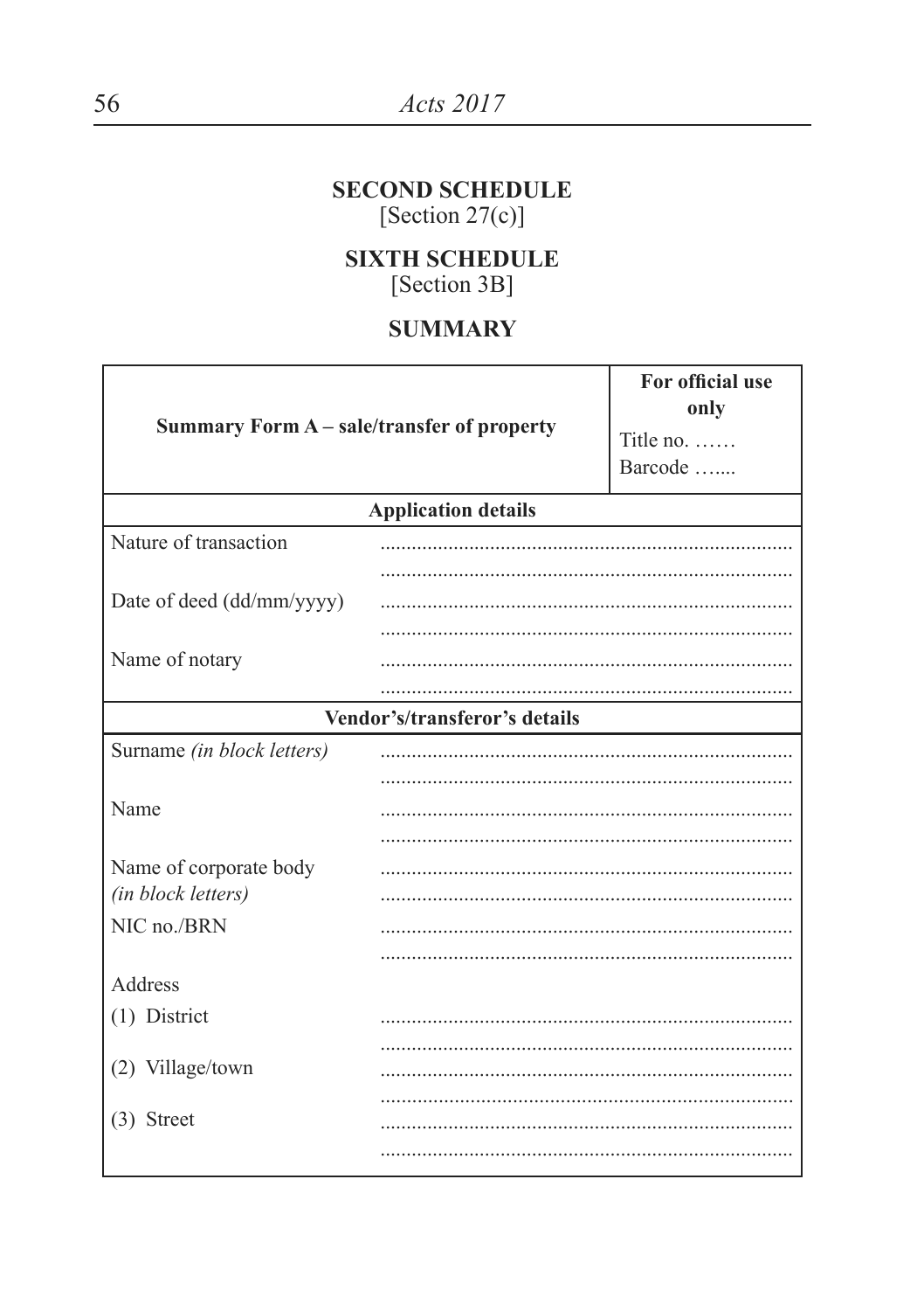## SECOND SCHEDULE

[Section 27(c)]

## SIXTH SCHEDULE

[Section 3B]

## SUMMARY

| **Summary Form A – sale/transfer of property** | **For official use only**<br>Title no. ……<br>Barcode ….... |
|---|---|
| **Application details** | |
| Nature of transaction | ..............................................................................<br>.............................................................................. |
| Date of deed (dd/mm/yyyy) | ..............................................................................<br>.............................................................................. |
| Name of notary | ..............................................................................<br>.............................................................................. |
| **Vendor's/transferor's details** | |
| Surname *(in block letters)* | ..............................................................................<br>.............................................................................. |
| Name | ..............................................................................<br>.............................................................................. |
| Name of corporate body *(in block letters)* | ..............................................................................<br>.............................................................................. |
| NIC no./BRN | ..............................................................................<br>.............................................................................. |
| Address | |
| (1) District | ..............................................................................<br>.............................................................................. |
| (2) Village/town | ..............................................................................<br>.............................................................................. |
| (3) Street | ..............................................................................<br>.............................................................................. |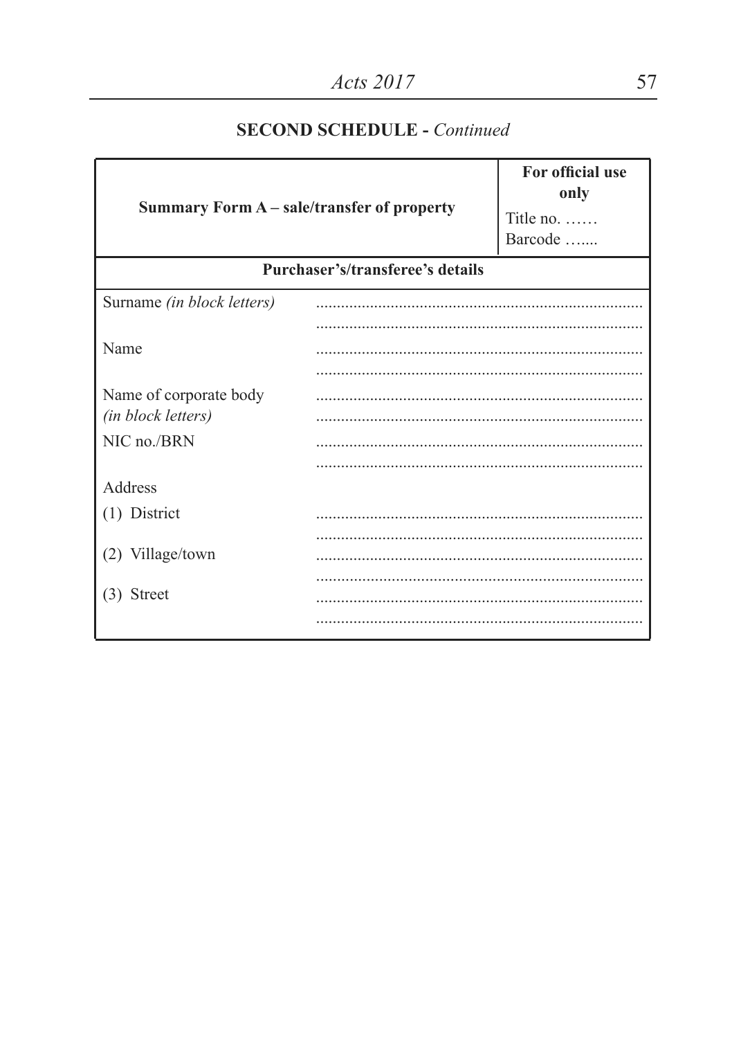## SECOND SCHEDULE - *Continued*

| Summary Form A – sale/transfer of property | **For official use only**<br>Title no. ……<br>Barcode ….... |
|---|---|
| **Purchaser's/transferee's details** | |
| Surname *(in block letters)* | ..............................................................................<br>.............................................................................. |
| Name | ..............................................................................<br>.............................................................................. |
| Name of corporate body *(in block letters)* | ..............................................................................<br>.............................................................................. |
| NIC no./BRN | ..............................................................................<br>.............................................................................. |
| Address | |
| (1) District | ..............................................................................<br>.............................................................................. |
| (2) Village/town | ..............................................................................<br>.............................................................................. |
| (3) Street | ..............................................................................<br>.............................................................................. |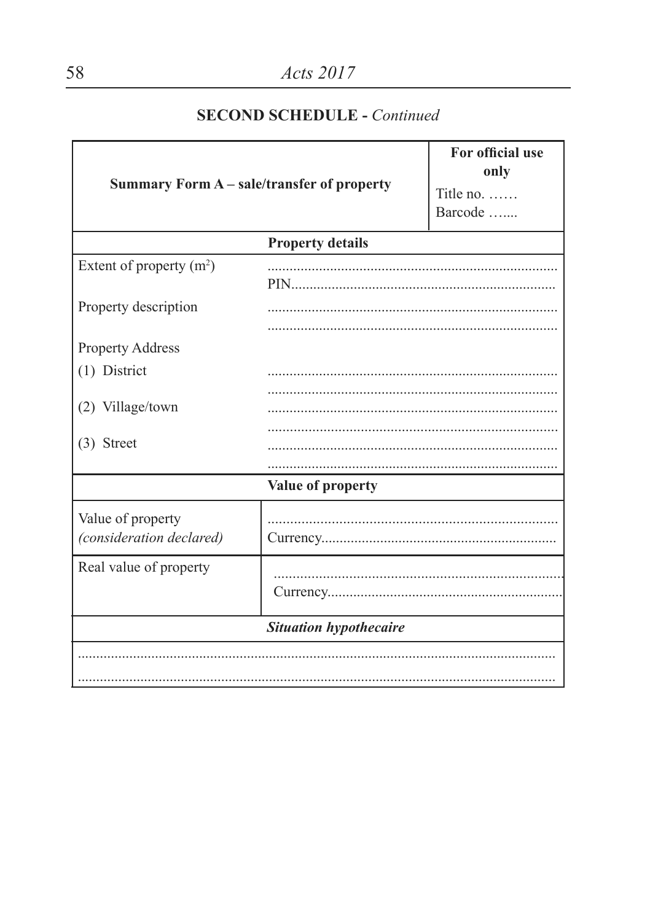## SECOND SCHEDULE - *Continued*

| Summary Form A – sale/transfer of property | | **For official use only**<br>Title no. ……<br>Barcode …..... |
|---|---|---|
| **Property details** | | |
| Extent of property ($m^2$) | ..............................................................................<br>PIN...................................................................... | |
| Property description | ..............................................................................<br>.............................................................................. | |
| Property Address | | |
| (1) District | ..............................................................................<br>.............................................................................. | |
| (2) Village/town | ..............................................................................<br>.............................................................................. | |
| (3) Street | ..............................................................................<br>.............................................................................. | |
| **Value of property** | | |
| Value of property<br>*(consideration declared)* | ..............................................................................<br>Currency............................................................... | |
| Real value of property | ..............................................................................<br>Currency............................................................... | |
| ***Situation hypothecaire*** | | |
| ..............................................................................<br>.............................................................................. | | |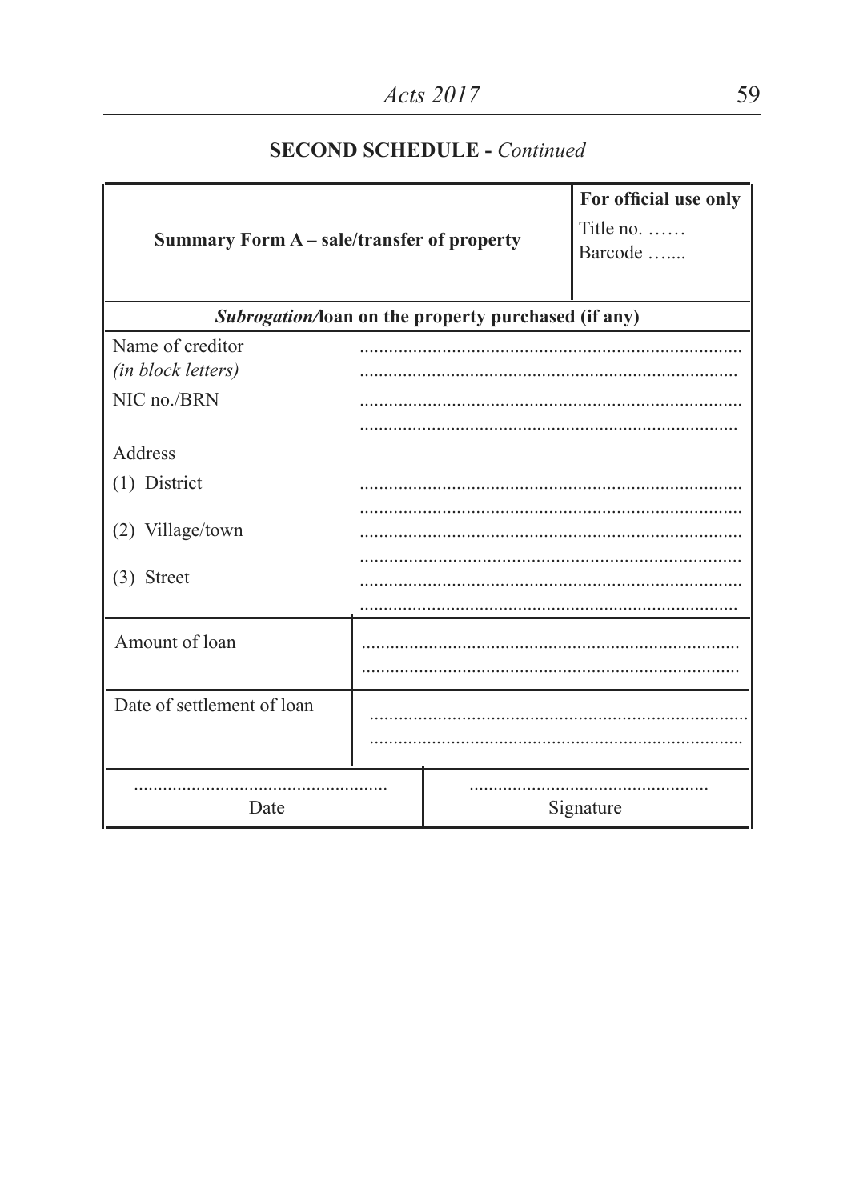## SECOND SCHEDULE - *Continued*

| Summary Form A – sale/transfer of property | For official use only<br>Title no. ……<br>Barcode ….... |
|---|---|
| ***Subrogation*/loan on the property purchased (if any)** | |
| Name of creditor<br>*(in block letters)* | ..............................................................................<br>.............................................................................. |
| NIC no./BRN | ..............................................................................<br>.............................................................................. |
| Address | |
| (1) District | ..............................................................................<br>.............................................................................. |
| (2) Village/town | ..............................................................................<br>.............................................................................. |
| (3) Street | ..............................................................................<br>.............................................................................. |
| Amount of loan | ..............................................................................<br>.............................................................................. |
| Date of settlement of loan | ..............................................................................<br>.............................................................................. |
| ....................................................<br>Date | ..................................................<br>Signature |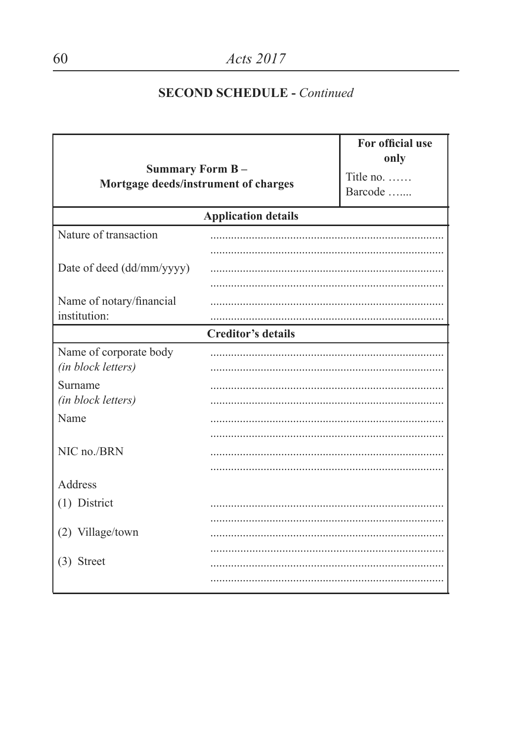## SECOND SCHEDULE - *Continued*

| Summary Form B – Mortgage deeds/instrument of charges | | For official use only<br>Title no. ……<br>Barcode ….... |
|---|---|---|
| **Application details** | | |
| Nature of transaction | ..............................................................................<br>.............................................................................. | |
| Date of deed (dd/mm/yyyy) | ..............................................................................<br>.............................................................................. | |
| Name of notary/financial institution: | ..............................................................................<br>.............................................................................. | |
| **Creditor's details** | | |
| Name of corporate body *(in block letters)* | ..............................................................................<br>.............................................................................. | |
| Surname *(in block letters)* | ..............................................................................<br>.............................................................................. | |
| Name | ..............................................................................<br>.............................................................................. | |
| NIC no./BRN | ..............................................................................<br>.............................................................................. | |
| Address | | |
| (1) District | ..............................................................................<br>.............................................................................. | |
| (2) Village/town | ..............................................................................<br>.............................................................................. | |
| (3) Street | ..............................................................................<br>.............................................................................. | |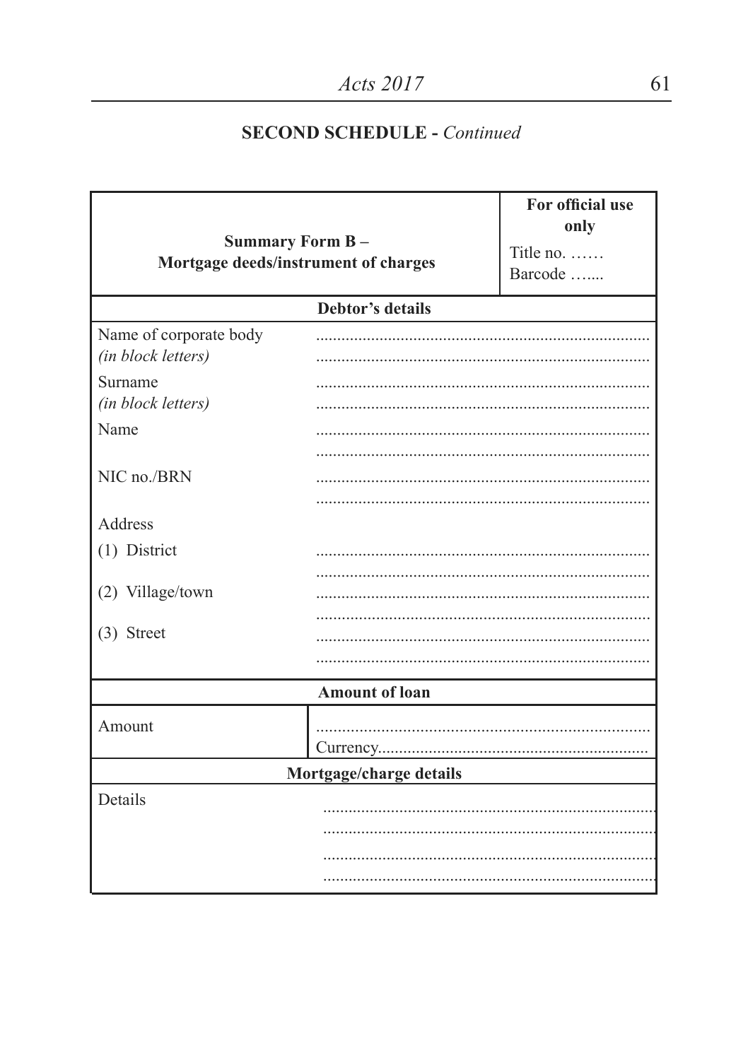## SECOND SCHEDULE - *Continued*

| **Summary Form B –<br>Mortgage deeds/instrument of charges** | **For official use only**<br>Title no. ……<br>Barcode ….... |
|---|---|
| **Debtor's details** | |
| Name of corporate body<br>*(in block letters)* | ..............................................................................<br>.............................................................................. |
| Surname<br>*(in block letters)* | ..............................................................................<br>.............................................................................. |
| Name | ..............................................................................<br>.............................................................................. |
| NIC no./BRN | ..............................................................................<br>.............................................................................. |
| Address | |
| (1) District | ..............................................................................<br>.............................................................................. |
| (2) Village/town | ..............................................................................<br>.............................................................................. |
| (3) Street | ..............................................................................<br>.............................................................................. |
| **Amount of loan** | |
| Amount | ..............................................................................<br>Currency............................................................... |
| **Mortgage/charge details** | |
| Details | ..............................................................................<br>..............................................................................<br>..............................................................................<br>.............................................................................. |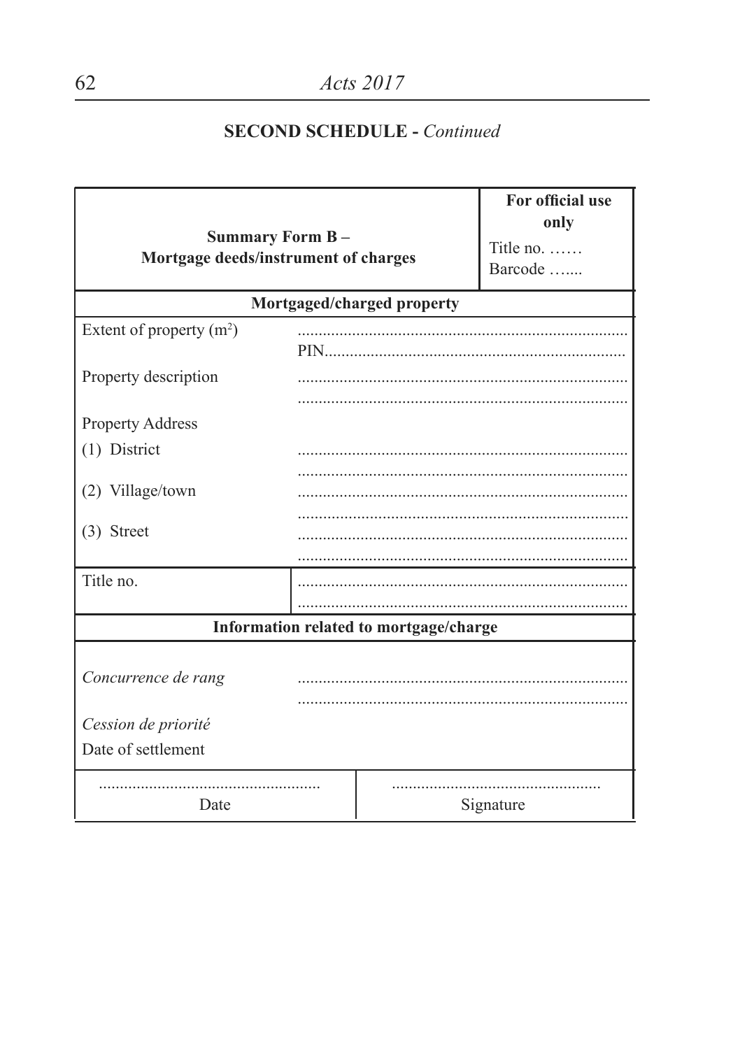## SECOND SCHEDULE - *Continued*

| **Summary Form B – Mortgage deeds/instrument of charges** | | **For official use only**<br>Title no. ……<br>Barcode ….... |
|---|---|---|
| **Mortgaged/charged property** | | |
| Extent of property ($m^2$) | ..............................................................................<br>PIN...................................................................... | |
| Property description | ..............................................................................<br>.............................................................................. | |
| Property Address | | |
| (1) District | ..............................................................................<br>.............................................................................. | |
| (2) Village/town | ..............................................................................<br>.............................................................................. | |
| (3) Street | ..............................................................................<br>.............................................................................. | |
| Title no. | ..............................................................................<br>.............................................................................. | |
| **Information related to mortgage/charge** | | |
| *Concurrence de rang* | ..............................................................................<br>.............................................................................. | |
| *Cession de priorité* | | |
| Date of settlement | | |
| ....................................................<br>Date | ..................................................<br>Signature | |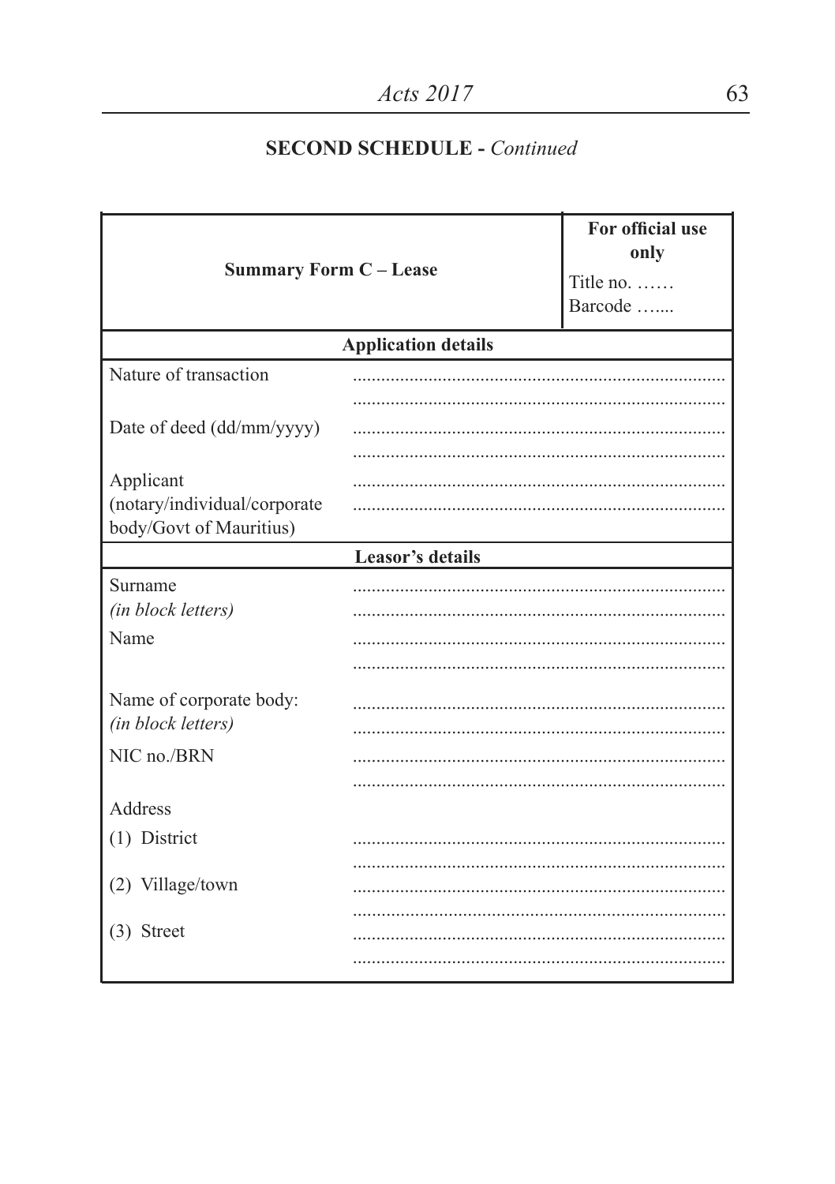## SECOND SCHEDULE - *Continued*

| **Summary Form C – Lease** | **For official use only**<br>Title no. ……<br>Barcode …..... |
|---|---|
| **Application details** | |
| Nature of transaction | ..............................................................................<br>.............................................................................. |
| Date of deed (dd/mm/yyyy) | ..............................................................................<br>.............................................................................. |
| Applicant (notary/individual/corporate body/Govt of Mauritius) | ..............................................................................<br>.............................................................................. |
| **Leasor's details** | |
| Surname *(in block letters)* | ..............................................................................<br>.............................................................................. |
| Name | ..............................................................................<br>.............................................................................. |
| Name of corporate body: *(in block letters)* | ..............................................................................<br>.............................................................................. |
| NIC no./BRN | ..............................................................................<br>.............................................................................. |
| Address | |
| (1) District | ..............................................................................<br>.............................................................................. |
| (2) Village/town | ..............................................................................<br>.............................................................................. |
| (3) Street | ..............................................................................<br>.............................................................................. |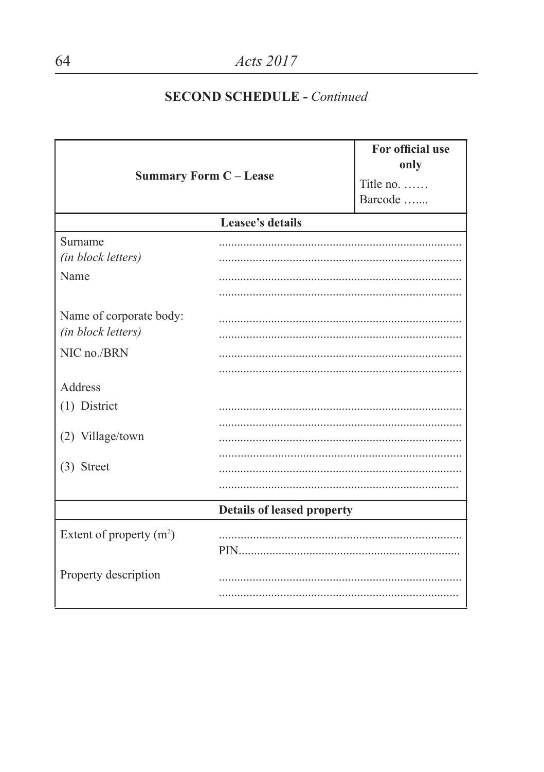## SECOND SCHEDULE - *Continued*

| **Summary Form C – Lease** | | **For official use only**<br>Title no. ……<br>Barcode ….... |
|---|---|---|
| | **Leasee's details** | |
| Surname<br>*(in block letters)* | ..............................................................................<br>.............................................................................. | |
| Name | ..............................................................................<br>.............................................................................. | |
| Name of corporate body:<br>*(in block letters)* | ..............................................................................<br>.............................................................................. | |
| NIC no./BRN | ..............................................................................<br>.............................................................................. | |
| Address | | |
| (1) District | ..............................................................................<br>.............................................................................. | |
| (2) Village/town | ..............................................................................<br>.............................................................................. | |
| (3) Street | ..............................................................................<br>.............................................................................. | |
| | **Details of leased property** | |
| Extent of property ($m^2$) | ..............................................................................<br>PIN........................................................................ | |
| Property description | ..............................................................................<br>.............................................................................. | |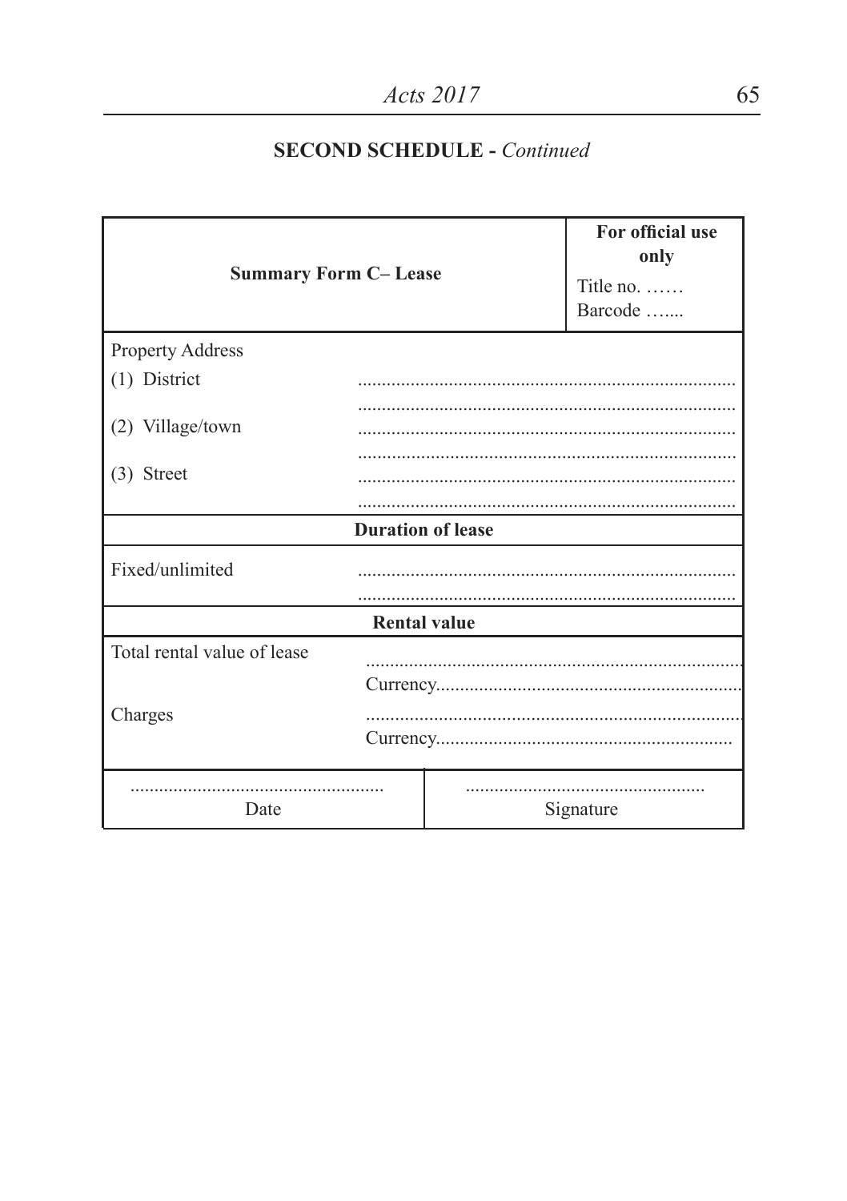## SECOND SCHEDULE - *Continued*

| **Summary Form C– Lease** | | **For official use only**<br>Title no. ……<br>Barcode ….... |
|---|---|---|
| Property Address | | |
| (1) District | ..............................................................................<br>.............................................................................. | |
| (2) Village/town | ..............................................................................<br>.............................................................................. | |
| (3) Street | ..............................................................................<br>.............................................................................. | |
| **Duration of lease** | | |
| Fixed/unlimited | ..............................................................................<br>.............................................................................. | |
| **Rental value** | | |
| Total rental value of lease | ..............................................................................<br>Currency............................................................... | |
| Charges | ..............................................................................<br>Currency.............................................................. | |
| ....................................................<br>Date | ..................................................<br>Signature | |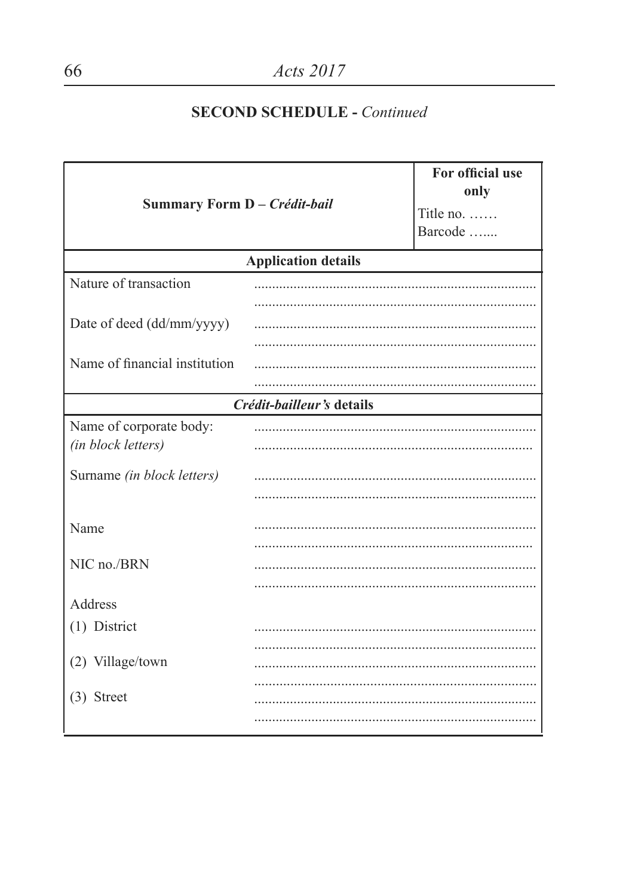## SECOND SCHEDULE - *Continued*

| Summary Form D – *Crédit-bail* | For official use only<br>Title no. ……<br>Barcode ….... |
|---|---|
| **Application details** | |
| Nature of transaction | ..............................................................................<br>.............................................................................. |
| Date of deed (dd/mm/yyyy) | ..............................................................................<br>.............................................................................. |
| Name of financial institution | ..............................................................................<br>.............................................................................. |
| ***Crédit-bailleur's*** **details** | |
| Name of corporate body:<br>*(in block letters)* | ..............................................................................<br>.............................................................................. |
| Surname *(in block letters)* | ..............................................................................<br>.............................................................................. |
| Name | ..............................................................................<br>.............................................................................. |
| NIC no./BRN | ..............................................................................<br>.............................................................................. |
| Address | |
| (1) District | ..............................................................................<br>.............................................................................. |
| (2) Village/town | ..............................................................................<br>.............................................................................. |
| (3) Street | ..............................................................................<br>.............................................................................. |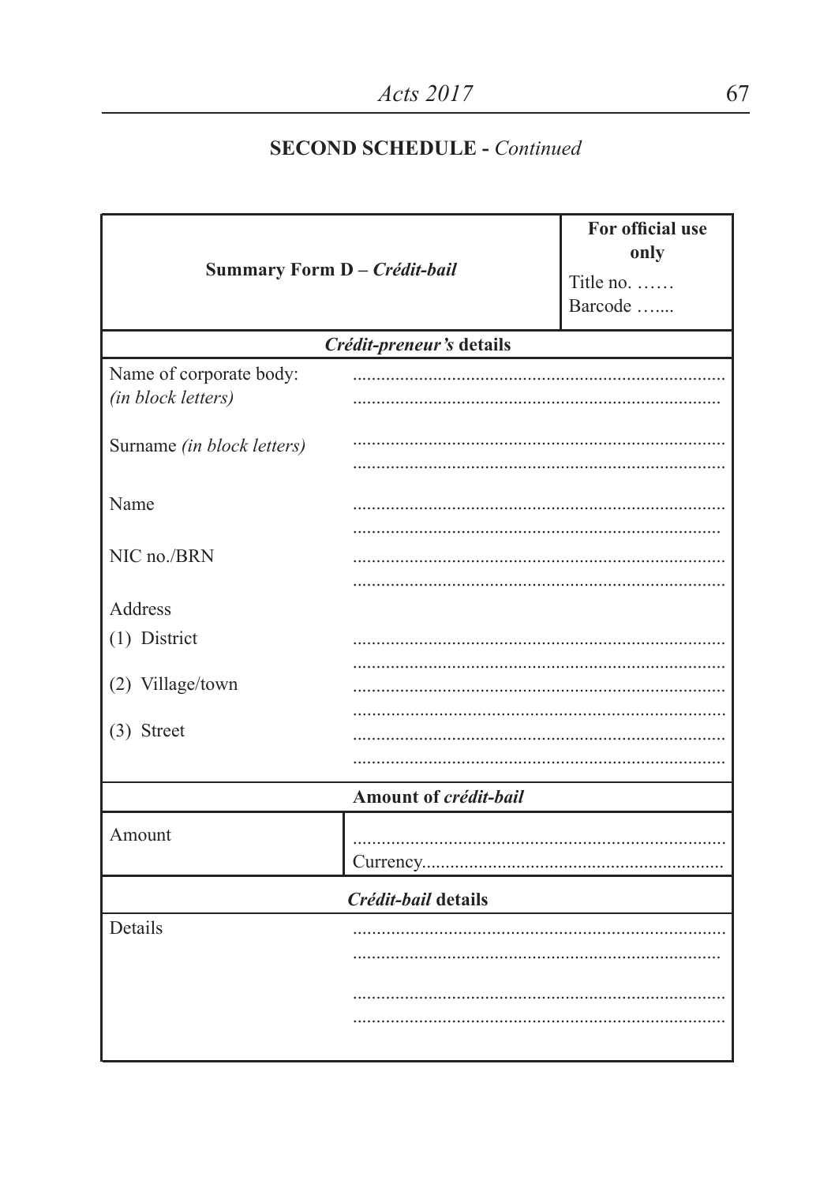**SECOND SCHEDULE -** *Continued*

| Summary Form D – *Crédit-bail* | | For official use only<br>Title no. ……<br>Barcode ….... |
|---|---|---|
| *Crédit-preneur's* **details** | | |
| Name of corporate body:<br>*(in block letters)* | ..............................................................................<br>.............................................................................. | |
| Surname *(in block letters)* | ..............................................................................<br>.............................................................................. | |
| Name | ..............................................................................<br>.............................................................................. | |
| NIC no./BRN | ..............................................................................<br>.............................................................................. | |
| Address | | |
| (1) District | ..............................................................................<br>.............................................................................. | |
| (2) Village/town | ..............................................................................<br>.............................................................................. | |
| (3) Street | ..............................................................................<br>.............................................................................. | |
| **Amount of** ***crédit-bail*** | | |
| Amount | ..............................................................................<br>Currency................................................................ | |
| ***Crédit-bail*** **details** | | |
| Details | ..............................................................................<br>..............................................................................<br>..............................................................................<br>.............................................................................. | |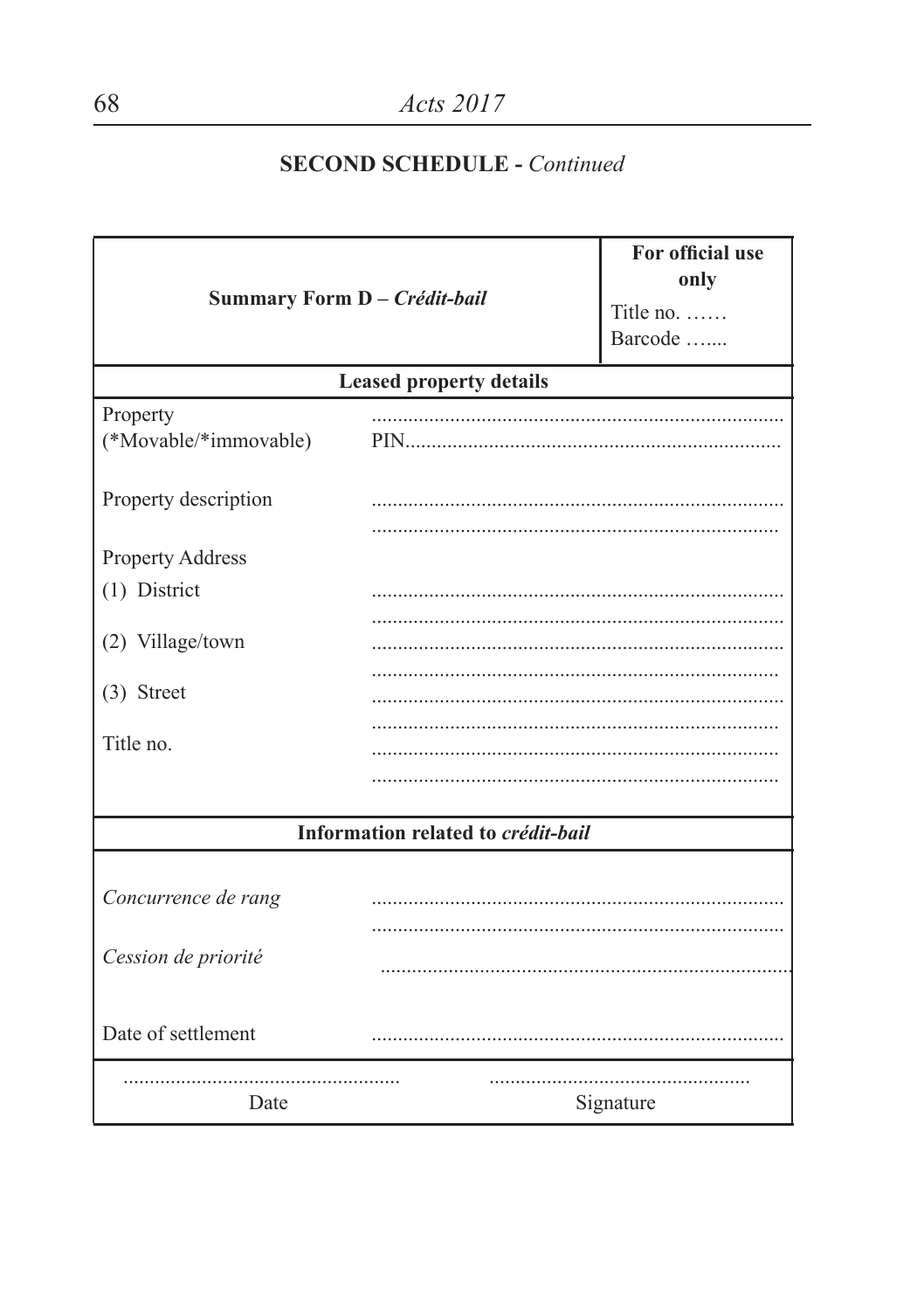## SECOND SCHEDULE - *Continued*

| **Summary Form D – *Crédit-bail*** | **For official use only**<br>Title no. ……<br>Barcode ….... |
|---|---|
| **Leased property details** | |
| Property<br>(*Movable/*immovable) | ..............................................................................<br>PIN.............................................................................. |
| Property description | ..............................................................................<br>.............................................................................. |
| Property Address | |
| (1) District | ..............................................................................<br>.............................................................................. |
| (2) Village/town | ..............................................................................<br>.............................................................................. |
| (3) Street | ..............................................................................<br>.............................................................................. |
| Title no. | ..............................................................................<br>.............................................................................. |
| **Information related to *crédit-bail*** | |
| *Concurrence de rang* | ..............................................................................<br>.............................................................................. |
| *Cession de priorité* | .............................................................................. |
| Date of settlement | .............................................................................. |
| .....................................................<br>Date | .................................................<br>Signature |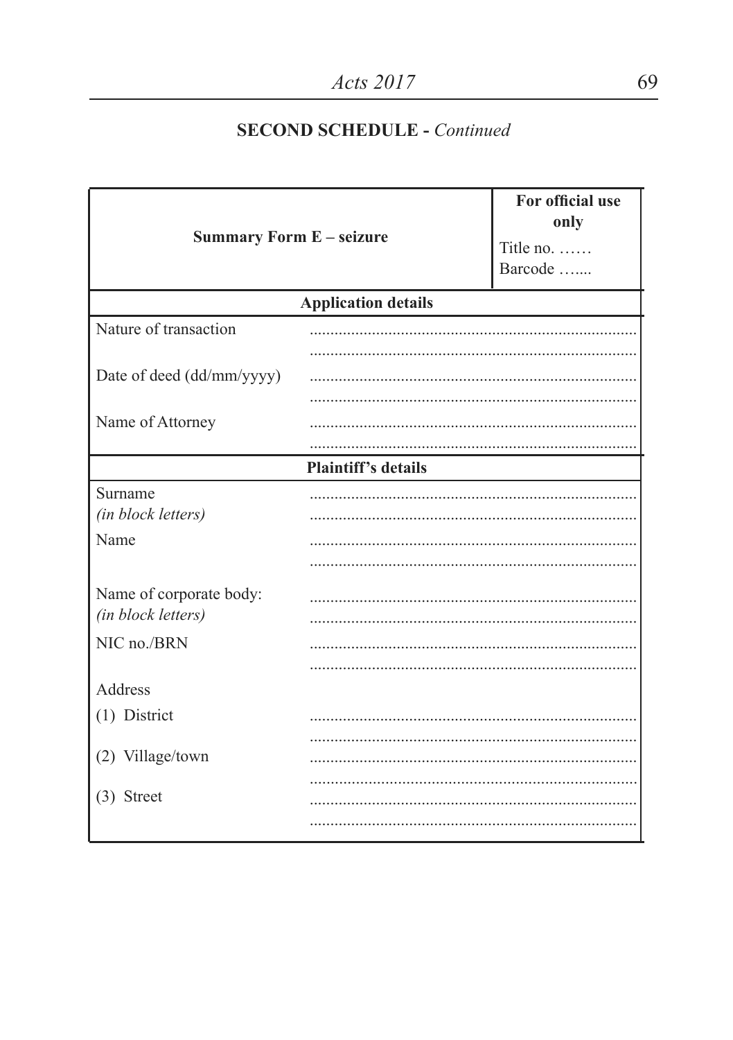## SECOND SCHEDULE - *Continued*

| **Summary Form E – seizure** | **For official use only** Title no. …… Barcode ….... |
|---|---|
| **Application details** | |
| Nature of transaction | .............................................................................. .............................................................................. |
| Date of deed (dd/mm/yyyy) | .............................................................................. .............................................................................. |
| Name of Attorney | .............................................................................. .............................................................................. |
| **Plaintiff's details** | |
| Surname *(in block letters)* | .............................................................................. .............................................................................. |
| Name | .............................................................................. .............................................................................. |
| Name of corporate body: *(in block letters)* | .............................................................................. .............................................................................. |
| NIC no./BRN | .............................................................................. .............................................................................. |
| Address | |
| (1) District | .............................................................................. .............................................................................. |
| (2) Village/town | .............................................................................. .............................................................................. |
| (3) Street | .............................................................................. .............................................................................. |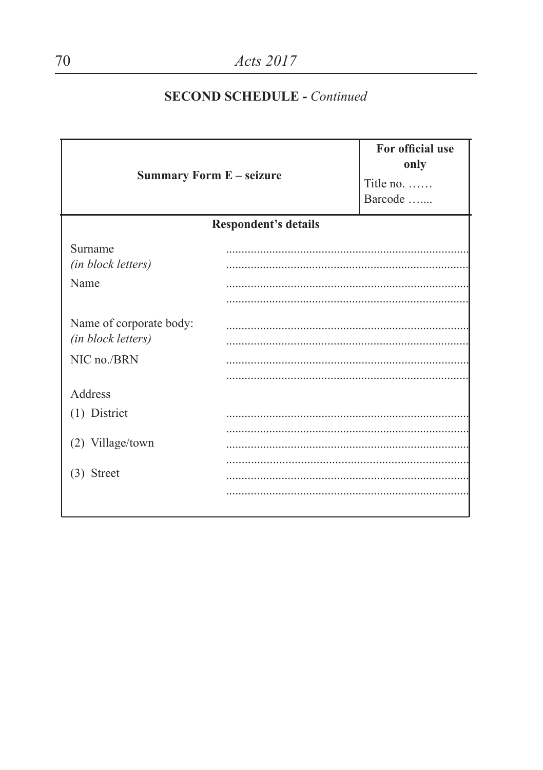## SECOND SCHEDULE - *Continued*

| Summary Form E – seizure | **For official use only**<br>Title no. ……<br>Barcode ….... |
|---|---|

**Respondent's details**

| | |
|---|---|
| Surname<br>*(in block letters)* | ..............................................................................<br>.............................................................................. |
| Name | ..............................................................................<br>.............................................................................. |
| Name of corporate body:<br>*(in block letters)* | ..............................................................................<br>.............................................................................. |
| NIC no./BRN | ..............................................................................<br>.............................................................................. |
| Address | |
| (1) District | ..............................................................................<br>.............................................................................. |
| (2) Village/town | ..............................................................................<br>.............................................................................. |
| (3) Street | ..............................................................................<br>.............................................................................. |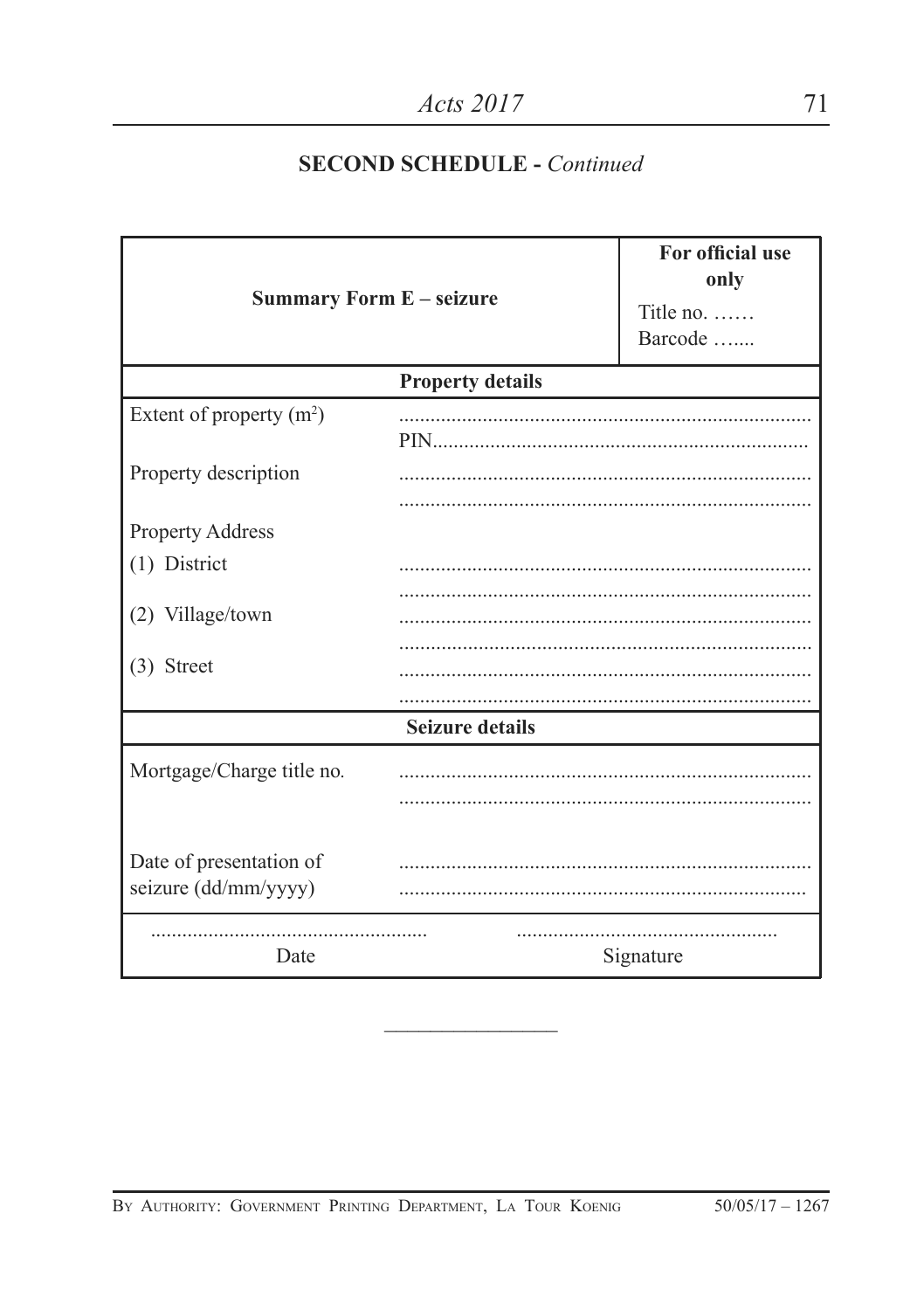## SECOND SCHEDULE - *Continued*

| **Summary Form E – seizure** | | **For official use only**<br>Title no. ……<br>Barcode ….... |
|---|---|---|
| | **Property details** | |
| Extent of property ($m^2$) | ..............................................................................<br>PIN....................................................................... | |
| Property description | ..............................................................................<br>.............................................................................. | |
| Property Address | | |
| (1) District | ..............................................................................<br>.............................................................................. | |
| (2) Village/town | ..............................................................................<br>.............................................................................. | |
| (3) Street | ..............................................................................<br>.............................................................................. | |
| | **Seizure details** | |
| Mortgage/Charge title no. | ..............................................................................<br>.............................................................................. | |
| Date of presentation of seizure (dd/mm/yyyy) | ..............................................................................<br>.............................................................................. | |
| ....................................................<br>Date | ..................................................<br>Signature | |